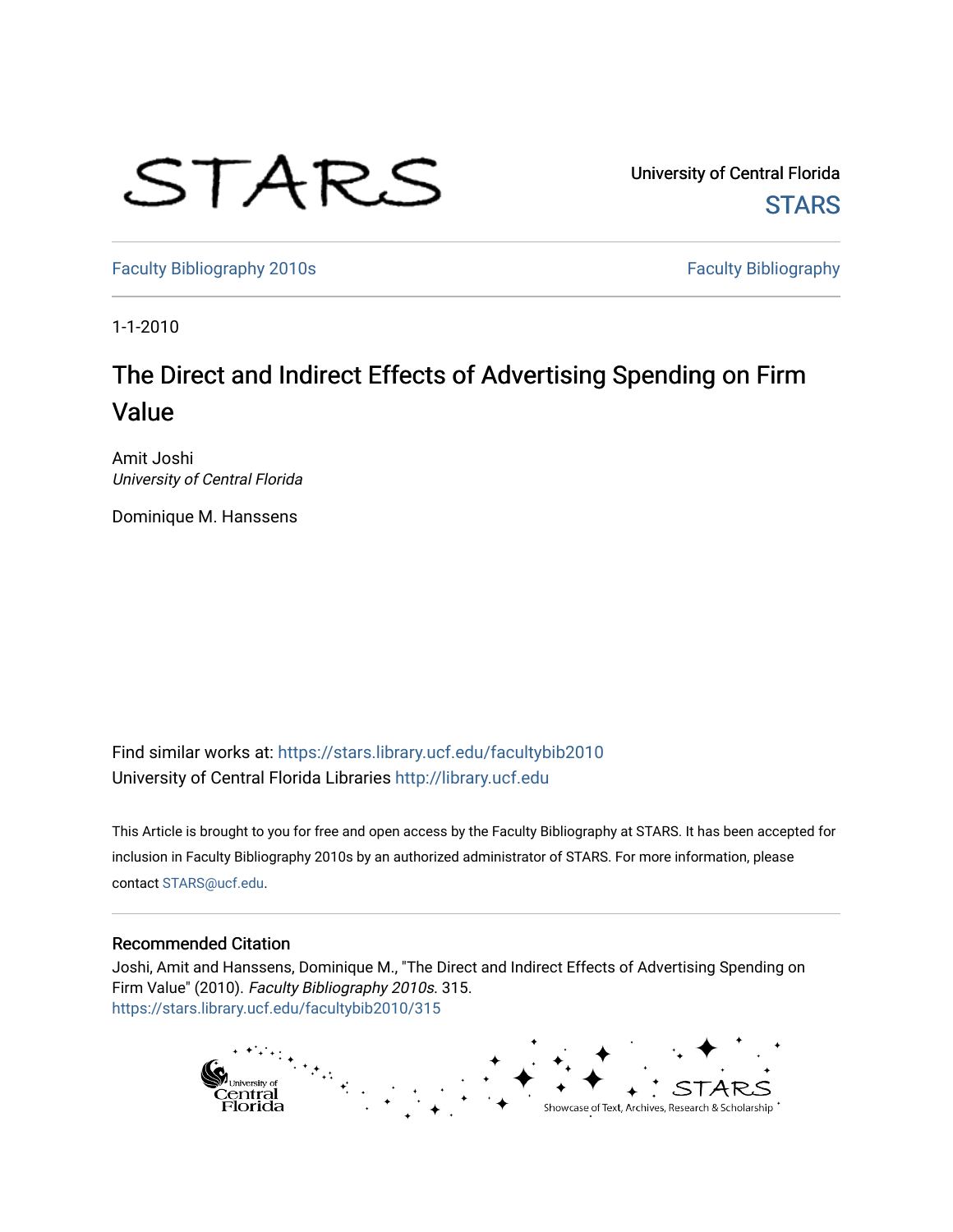STARS

University of Central Florida
STARS

Faculty Bibliography 2010s | Faculty Bibliography

1-1-2010

# The Direct and Indirect Effects of Advertising Spending on Firm Value

Amit Joshi
*University of Central Florida*

Dominique M. Hanssens

Find similar works at: https://stars.library.ucf.edu/facultybib2010
University of Central Florida Libraries http://library.ucf.edu

This Article is brought to you for free and open access by the Faculty Bibliography at STARS. It has been accepted for inclusion in Faculty Bibliography 2010s by an authorized administrator of STARS. For more information, please contact STARS@ucf.edu.

## Recommended Citation

Joshi, Amit and Hanssens, Dominique M., "The Direct and Indirect Effects of Advertising Spending on Firm Value" (2010). *Faculty Bibliography 2010s*. 315.
https://stars.library.ucf.edu/facultybib2010/315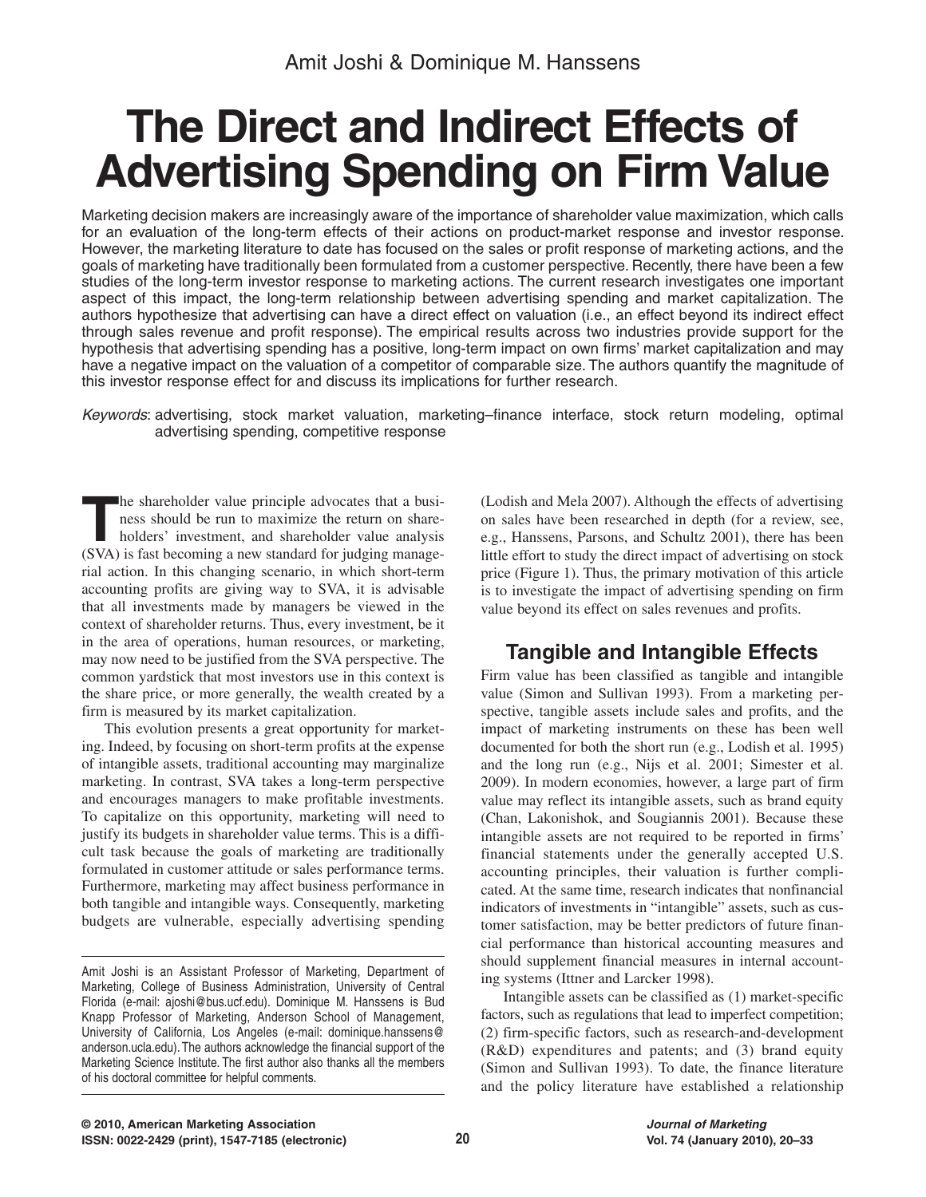Amit Joshi & Dominique M. Hanssens

# The Direct and Indirect Effects of Advertising Spending on Firm Value

Marketing decision makers are increasingly aware of the importance of shareholder value maximization, which calls for an evaluation of the long-term effects of their actions on product-market response and investor response. However, the marketing literature to date has focused on the sales or profit response of marketing actions, and the goals of marketing have traditionally been formulated from a customer perspective. Recently, there have been a few studies of the long-term investor response to marketing actions. The current research investigates one important aspect of this impact, the long-term relationship between advertising spending and market capitalization. The authors hypothesize that advertising can have a direct effect on valuation (i.e., an effect beyond its indirect effect through sales revenue and profit response). The empirical results across two industries provide support for the hypothesis that advertising spending has a positive, long-term impact on own firms' market capitalization and may have a negative impact on the valuation of a competitor of comparable size. The authors quantify the magnitude of this investor response effect for and discuss its implications for further research.

*Keywords*: advertising, stock market valuation, marketing–finance interface, stock return modeling, optimal advertising spending, competitive response

The shareholder value principle advocates that a business should be run to maximize the return on shareholders' investment, and shareholder value analysis (SVA) is fast becoming a new standard for judging managerial action. In this changing scenario, in which short-term accounting profits are giving way to SVA, it is advisable that all investments made by managers be viewed in the context of shareholder returns. Thus, every investment, be it in the area of operations, human resources, or marketing, may now need to be justified from the SVA perspective. The common yardstick that most investors use in this context is the share price, or more generally, the wealth created by a firm is measured by its market capitalization.

This evolution presents a great opportunity for marketing. Indeed, by focusing on short-term profits at the expense of intangible assets, traditional accounting may marginalize marketing. In contrast, SVA takes a long-term perspective and encourages managers to make profitable investments. To capitalize on this opportunity, marketing will need to justify its budgets in shareholder value terms. This is a difficult task because the goals of marketing are traditionally formulated in customer attitude or sales performance terms. Furthermore, marketing may affect business performance in both tangible and intangible ways. Consequently, marketing budgets are vulnerable, especially advertising spending (Lodish and Mela 2007). Although the effects of advertising on sales have been researched in depth (for a review, see, e.g., Hanssens, Parsons, and Schultz 2001), there has been little effort to study the direct impact of advertising on stock price (Figure 1). Thus, the primary motivation of this article is to investigate the impact of advertising spending on firm value beyond its effect on sales revenues and profits.

Amit Joshi is an Assistant Professor of Marketing, Department of Marketing, College of Business Administration, University of Central Florida (e-mail: ajoshi@bus.ucf.edu). Dominique M. Hanssens is Bud Knapp Professor of Marketing, Anderson School of Management, University of California, Los Angeles (e-mail: dominique.hanssens@anderson.ucla.edu). The authors acknowledge the financial support of the Marketing Science Institute. The first author also thanks all the members of his doctoral committee for helpful comments.

## Tangible and Intangible Effects

Firm value has been classified as tangible and intangible value (Simon and Sullivan 1993). From a marketing perspective, tangible assets include sales and profits, and the impact of marketing instruments on these has been well documented for both the short run (e.g., Lodish et al. 1995) and the long run (e.g., Nijs et al. 2001; Simester et al. 2009). In modern economies, however, a large part of firm value may reflect its intangible assets, such as brand equity (Chan, Lakonishok, and Sougiannis 2001). Because these intangible assets are not required to be reported in firms' financial statements under the generally accepted U.S. accounting principles, their valuation is further complicated. At the same time, research indicates that nonfinancial indicators of investments in "intangible" assets, such as customer satisfaction, may be better predictors of future financial performance than historical accounting measures and should supplement financial measures in internal accounting systems (Ittner and Larcker 1998).

Intangible assets can be classified as (1) market-specific factors, such as regulations that lead to imperfect competition; (2) firm-specific factors, such as research-and-development (R&D) expenditures and patents; and (3) brand equity (Simon and Sullivan 1993). To date, the finance literature and the policy literature have established a relationship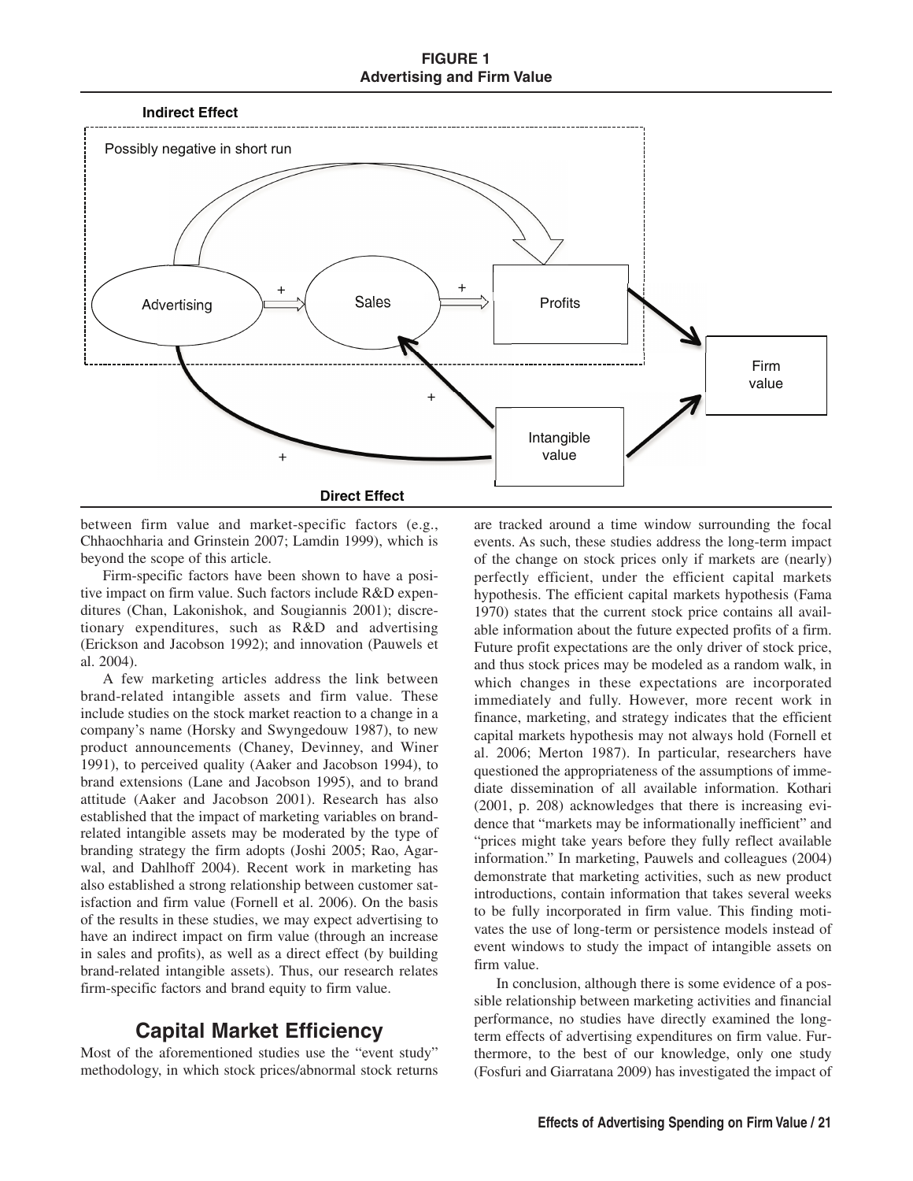**FIGURE 1**
**Advertising and Firm Value**

between firm value and market-specific factors (e.g., Chhaochharia and Grinstein 2007; Lamdin 1999), which is beyond the scope of this article.

Firm-specific factors have been shown to have a positive impact on firm value. Such factors include R&D expenditures (Chan, Lakonishok, and Sougiannis 2001); discretionary expenditures, such as R&D and advertising (Erickson and Jacobson 1992); and innovation (Pauwels et al. 2004).

A few marketing articles address the link between brand-related intangible assets and firm value. These include studies on the stock market reaction to a change in a company's name (Horsky and Swyngedouw 1987), to new product announcements (Chaney, Devinney, and Winer 1991), to perceived quality (Aaker and Jacobson 1994), to brand extensions (Lane and Jacobson 1995), and to brand attitude (Aaker and Jacobson 2001). Research has also established that the impact of marketing variables on brand-related intangible assets may be moderated by the type of branding strategy the firm adopts (Joshi 2005; Rao, Agarwal, and Dahlhoff 2004). Recent work in marketing has also established a strong relationship between customer satisfaction and firm value (Fornell et al. 2006). On the basis of the results in these studies, we may expect advertising to have an indirect impact on firm value (through an increase in sales and profits), as well as a direct effect (by building brand-related intangible assets). Thus, our research relates firm-specific factors and brand equity to firm value.

## Capital Market Efficiency

Most of the aforementioned studies use the "event study" methodology, in which stock prices/abnormal stock returns are tracked around a time window surrounding the focal events. As such, these studies address the long-term impact of the change on stock prices only if markets are (nearly) perfectly efficient, under the efficient capital markets hypothesis. The efficient capital markets hypothesis (Fama 1970) states that the current stock price contains all available information about the future expected profits of a firm. Future profit expectations are the only driver of stock price, and thus stock prices may be modeled as a random walk, in which changes in these expectations are incorporated immediately and fully. However, more recent work in finance, marketing, and strategy indicates that the efficient capital markets hypothesis may not always hold (Fornell et al. 2006; Merton 1987). In particular, researchers have questioned the appropriateness of the assumptions of immediate dissemination of all available information. Kothari (2001, p. 208) acknowledges that there is increasing evidence that "markets may be informationally inefficient" and "prices might take years before they fully reflect available information." In marketing, Pauwels and colleagues (2004) demonstrate that marketing activities, such as new product introductions, contain information that takes several weeks to be fully incorporated in firm value. This finding motivates the use of long-term or persistence models instead of event windows to study the impact of intangible assets on firm value.

In conclusion, although there is some evidence of a possible relationship between marketing activities and financial performance, no studies have directly examined the long-term effects of advertising expenditures on firm value. Furthermore, to the best of our knowledge, only one study (Fosfuri and Giarratana 2009) has investigated the impact of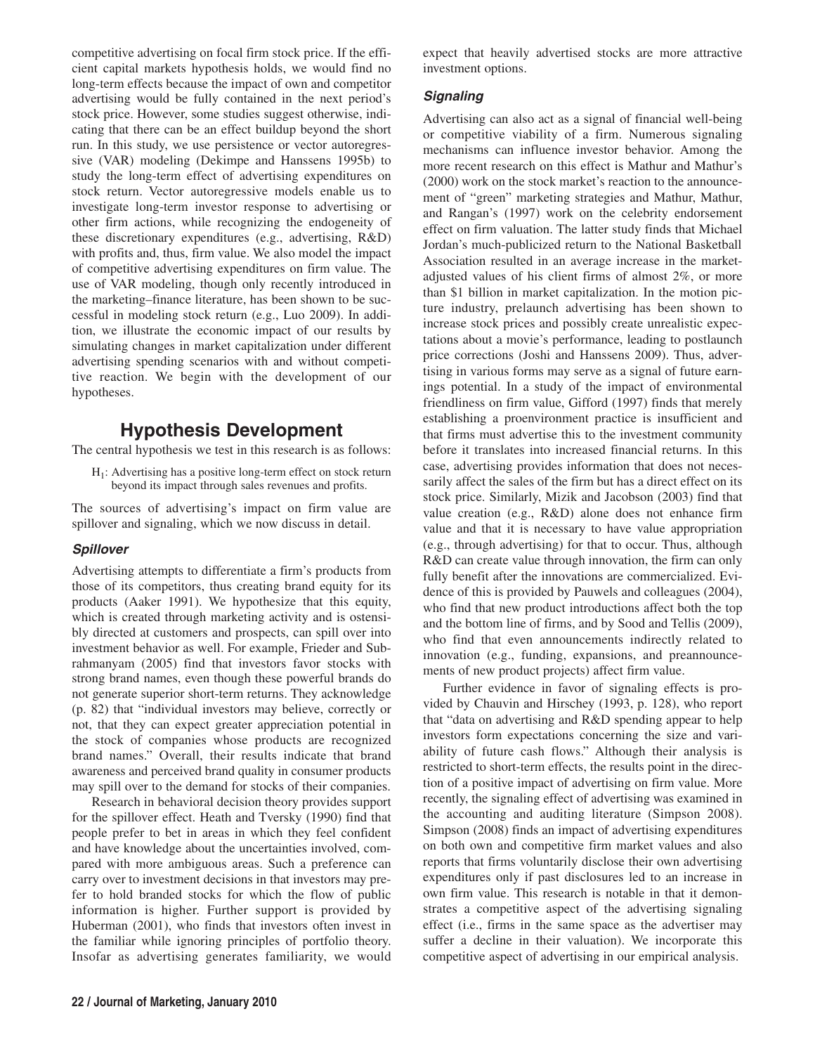competitive advertising on focal firm stock price. If the efficient capital markets hypothesis holds, we would find no long-term effects because the impact of own and competitor advertising would be fully contained in the next period's stock price. However, some studies suggest otherwise, indicating that there can be an effect buildup beyond the short run. In this study, we use persistence or vector autoregressive (VAR) modeling (Dekimpe and Hanssens 1995b) to study the long-term effect of advertising expenditures on stock return. Vector autoregressive models enable us to investigate long-term investor response to advertising or other firm actions, while recognizing the endogeneity of these discretionary expenditures (e.g., advertising, R&D) with profits and, thus, firm value. We also model the impact of competitive advertising expenditures on firm value. The use of VAR modeling, though only recently introduced in the marketing–finance literature, has been shown to be successful in modeling stock return (e.g., Luo 2009). In addition, we illustrate the economic impact of our results by simulating changes in market capitalization under different advertising spending scenarios with and without competitive reaction. We begin with the development of our hypotheses.

## Hypothesis Development

The central hypothesis we test in this research is as follows:

> $H_1$: Advertising has a positive long-term effect on stock return beyond its impact through sales revenues and profits.

The sources of advertising's impact on firm value are spillover and signaling, which we now discuss in detail.

### *Spillover*

Advertising attempts to differentiate a firm's products from those of its competitors, thus creating brand equity for its products (Aaker 1991). We hypothesize that this equity, which is created through marketing activity and is ostensibly directed at customers and prospects, can spill over into investment behavior as well. For example, Frieder and Subrahmanyam (2005) find that investors favor stocks with strong brand names, even though these powerful brands do not generate superior short-term returns. They acknowledge (p. 82) that "individual investors may believe, correctly or not, that they can expect greater appreciation potential in the stock of companies whose products are recognized brand names." Overall, their results indicate that brand awareness and perceived brand quality in consumer products may spill over to the demand for stocks of their companies.

Research in behavioral decision theory provides support for the spillover effect. Heath and Tversky (1990) find that people prefer to bet in areas in which they feel confident and have knowledge about the uncertainties involved, compared with more ambiguous areas. Such a preference can carry over to investment decisions in that investors may prefer to hold branded stocks for which the flow of public information is higher. Further support is provided by Huberman (2001), who finds that investors often invest in the familiar while ignoring principles of portfolio theory. Insofar as advertising generates familiarity, we would expect that heavily advertised stocks are more attractive investment options.

### *Signaling*

Advertising can also act as a signal of financial well-being or competitive viability of a firm. Numerous signaling mechanisms can influence investor behavior. Among the more recent research on this effect is Mathur and Mathur's (2000) work on the stock market's reaction to the announcement of "green" marketing strategies and Mathur, Mathur, and Rangan's (1997) work on the celebrity endorsement effect on firm valuation. The latter study finds that Michael Jordan's much-publicized return to the National Basketball Association resulted in an average increase in the market-adjusted values of his client firms of almost 2%, or more than $1 billion in market capitalization. In the motion picture industry, prelaunch advertising has been shown to increase stock prices and possibly create unrealistic expectations about a movie's performance, leading to postlaunch price corrections (Joshi and Hanssens 2009). Thus, advertising in various forms may serve as a signal of future earnings potential. In a study of the impact of environmental friendliness on firm value, Gifford (1997) finds that merely establishing a proenvironment practice is insufficient and that firms must advertise this to the investment community before it translates into increased financial returns. In this case, advertising provides information that does not necessarily affect the sales of the firm but has a direct effect on its stock price. Similarly, Mizik and Jacobson (2003) find that value creation (e.g., R&D) alone does not enhance firm value and that it is necessary to have value appropriation (e.g., through advertising) for that to occur. Thus, although R&D can create value through innovation, the firm can only fully benefit after the innovations are commercialized. Evidence of this is provided by Pauwels and colleagues (2004), who find that new product introductions affect both the top and the bottom line of firms, and by Sood and Tellis (2009), who find that even announcements indirectly related to innovation (e.g., funding, expansions, and preannouncements of new product projects) affect firm value.

Further evidence in favor of signaling effects is provided by Chauvin and Hirschey (1993, p. 128), who report that "data on advertising and R&D spending appear to help investors form expectations concerning the size and variability of future cash flows." Although their analysis is restricted to short-term effects, the results point in the direction of a positive impact of advertising on firm value. More recently, the signaling effect of advertising was examined in the accounting and auditing literature (Simpson 2008). Simpson (2008) finds an impact of advertising expenditures on both own and competitive firm market values and also reports that firms voluntarily disclose their own advertising expenditures only if past disclosures led to an increase in own firm value. This research is notable in that it demonstrates a competitive aspect of the advertising signaling effect (i.e., firms in the same space as the advertiser may suffer a decline in their valuation). We incorporate this competitive aspect of advertising in our empirical analysis.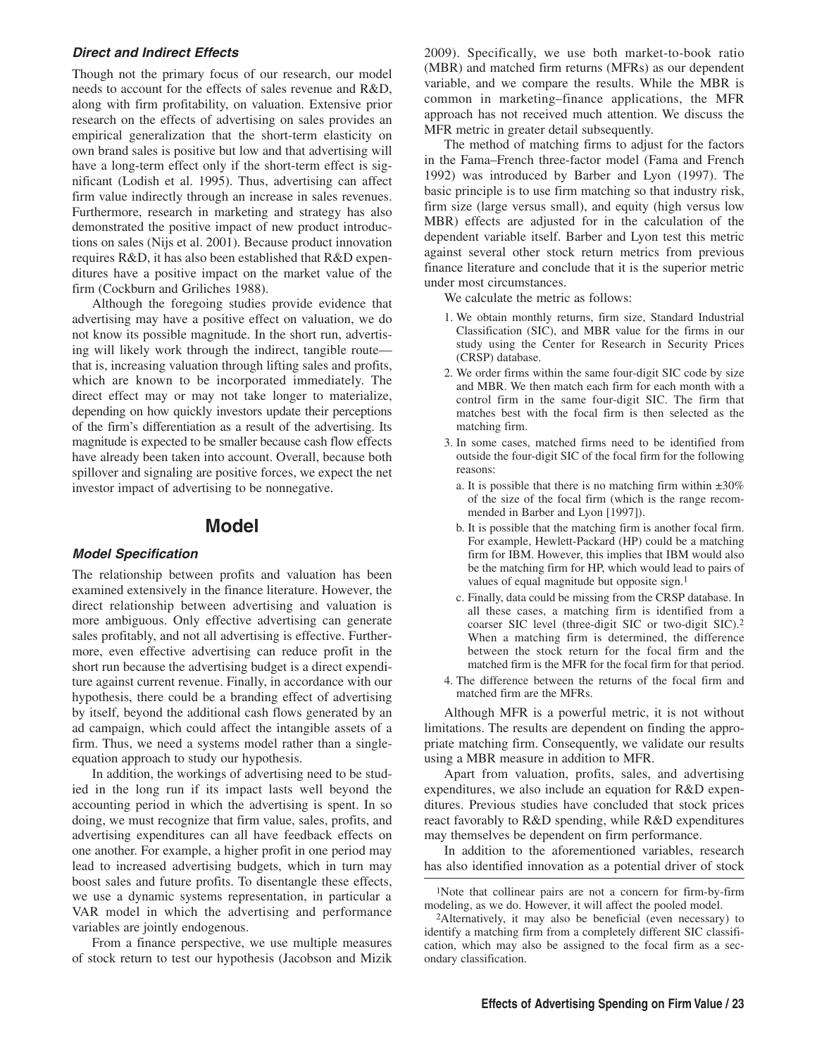### *Direct and Indirect Effects*

Though not the primary focus of our research, our model needs to account for the effects of sales revenue and R&D, along with firm profitability, on valuation. Extensive prior research on the effects of advertising on sales provides an empirical generalization that the short-term elasticity on own brand sales is positive but low and that advertising will have a long-term effect only if the short-term effect is significant (Lodish et al. 1995). Thus, advertising can affect firm value indirectly through an increase in sales revenues. Furthermore, research in marketing and strategy has also demonstrated the positive impact of new product introductions on sales (Nijs et al. 2001). Because product innovation requires R&D, it has also been established that R&D expenditures have a positive impact on the market value of the firm (Cockburn and Griliches 1988).

Although the foregoing studies provide evidence that advertising may have a positive effect on valuation, we do not know its possible magnitude. In the short run, advertising will likely work through the indirect, tangible route—that is, increasing valuation through lifting sales and profits, which are known to be incorporated immediately. The direct effect may or may not take longer to materialize, depending on how quickly investors update their perceptions of the firm's differentiation as a result of the advertising. Its magnitude is expected to be smaller because cash flow effects have already been taken into account. Overall, because both spillover and signaling are positive forces, we expect the net investor impact of advertising to be nonnegative.

## Model

### *Model Specification*

The relationship between profits and valuation has been examined extensively in the finance literature. However, the direct relationship between advertising and valuation is more ambiguous. Only effective advertising can generate sales profitably, and not all advertising is effective. Furthermore, even effective advertising can reduce profit in the short run because the advertising budget is a direct expenditure against current revenue. Finally, in accordance with our hypothesis, there could be a branding effect of advertising by itself, beyond the additional cash flows generated by an ad campaign, which could affect the intangible assets of a firm. Thus, we need a systems model rather than a single-equation approach to study our hypothesis.

In addition, the workings of advertising need to be studied in the long run if its impact lasts well beyond the accounting period in which the advertising is spent. In so doing, we must recognize that firm value, sales, profits, and advertising expenditures can all have feedback effects on one another. For example, a higher profit in one period may lead to increased advertising budgets, which in turn may boost sales and future profits. To disentangle these effects, we use a dynamic systems representation, in particular a VAR model in which the advertising and performance variables are jointly endogenous.

From a finance perspective, we use multiple measures of stock return to test our hypothesis (Jacobson and Mizik 2009). Specifically, we use both market-to-book ratio (MBR) and matched firm returns (MFRs) as our dependent variable, and we compare the results. While the MBR is common in marketing–finance applications, the MFR approach has not received much attention. We discuss the MFR metric in greater detail subsequently.

The method of matching firms to adjust for the factors in the Fama–French three-factor model (Fama and French 1992) was introduced by Barber and Lyon (1997). The basic principle is to use firm matching so that industry risk, firm size (large versus small), and equity (high versus low MBR) effects are adjusted for in the calculation of the dependent variable itself. Barber and Lyon test this metric against several other stock return metrics from previous finance literature and conclude that it is the superior metric under most circumstances.

We calculate the metric as follows:

1. We obtain monthly returns, firm size, Standard Industrial Classification (SIC), and MBR value for the firms in our study using the Center for Research in Security Prices (CRSP) database.
2. We order firms within the same four-digit SIC code by size and MBR. We then match each firm for each month with a control firm in the same four-digit SIC. The firm that matches best with the focal firm is then selected as the matching firm.
3. In some cases, matched firms need to be identified from outside the four-digit SIC of the focal firm for the following reasons:
   a. It is possible that there is no matching firm within ±30% of the size of the focal firm (which is the range recommended in Barber and Lyon [1997]).
   b. It is possible that the matching firm is another focal firm. For example, Hewlett-Packard (HP) could be a matching firm for IBM. However, this implies that IBM would also be the matching firm for HP, which would lead to pairs of values of equal magnitude but opposite sign.[1]
   c. Finally, data could be missing from the CRSP database. In all these cases, a matching firm is identified from a coarser SIC level (three-digit SIC or two-digit SIC).[2] When a matching firm is determined, the difference between the stock return for the focal firm and the matched firm is the MFR for the focal firm for that period.
4. The difference between the returns of the focal firm and matched firm are the MFRs.

Although MFR is a powerful metric, it is not without limitations. The results are dependent on finding the appropriate matching firm. Consequently, we validate our results using a MBR measure in addition to MFR.

Apart from valuation, profits, sales, and advertising expenditures, we also include an equation for R&D expenditures. Previous studies have concluded that stock prices react favorably to R&D spending, while R&D expenditures may themselves be dependent on firm performance.

In addition to the aforementioned variables, research has also identified innovation as a potential driver of stock

---

[1]Note that collinear pairs are not a concern for firm-by-firm modeling, as we do. However, it will affect the pooled model.

[2]Alternatively, it may also be beneficial (even necessary) to identify a matching firm from a completely different SIC classification, which may also be assigned to the focal firm as a secondary classification.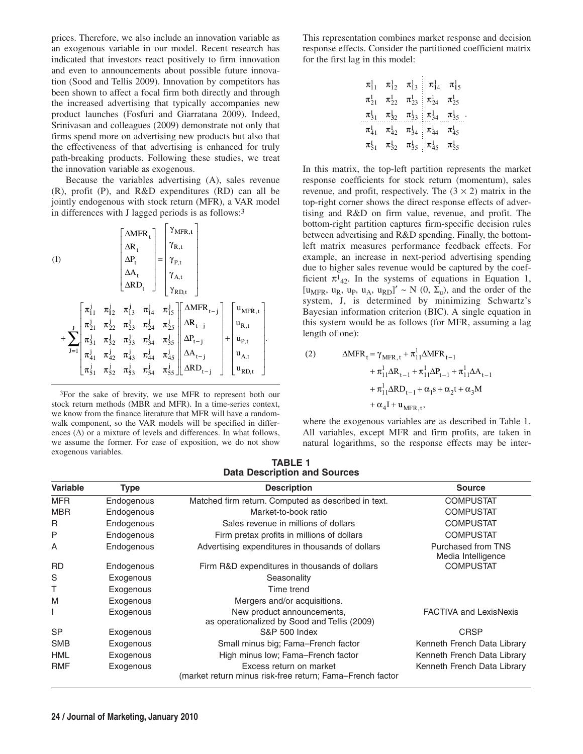prices. Therefore, we also include an innovation variable as an exogenous variable in our model. Recent research has indicated that investors react positively to firm innovation and even to announcements about possible future innovation (Sood and Tellis 2009). Innovation by competitors has been shown to affect a focal firm both directly and through the increased advertising that typically accompanies new product launches (Fosfuri and Giarratana 2009). Indeed, Srinivasan and colleagues (2009) demonstrate not only that firms spend more on advertising new products but also that the effectiveness of that advertising is enhanced for truly path-breaking products. Following these studies, we treat the innovation variable as exogenous.

Because the variables advertising (A), sales revenue (R), profit (P), and R&D expenditures (RD) can all be jointly endogenous with stock return (MFR), a VAR model in differences with J lagged periods is as follows:[3]

$$
(1)\quad
\begin{bmatrix} \Delta MFR_t \\ \Delta R_t \\ \Delta P_t \\ \Delta A_t \\ \Delta RD_t \end{bmatrix}
=
\begin{bmatrix} \gamma_{MFR,t} \\ \gamma_{R,t} \\ \gamma_{P,t} \\ \gamma_{A,t} \\ \gamma_{RD,t} \end{bmatrix}
+ \sum_{J=1}^{J}
\begin{bmatrix}
\pi_{11}^j & \pi_{12}^j & \pi_{13}^j & \pi_{14}^j & \pi_{15}^j \\
\pi_{21}^j & \pi_{22}^j & \pi_{23}^j & \pi_{24}^j & \pi_{25}^j \\
\pi_{31}^j & \pi_{32}^j & \pi_{33}^j & \pi_{34}^j & \pi_{35}^j \\
\pi_{41}^j & \pi_{42}^j & \pi_{43}^j & \pi_{44}^j & \pi_{45}^j \\
\pi_{51}^j & \pi_{52}^j & \pi_{53}^j & \pi_{54}^j & \pi_{55}^j
\end{bmatrix}
\begin{bmatrix} \Delta MFR_{t-j} \\ \Delta R_{t-j} \\ \Delta P_{t-j} \\ \Delta A_{t-j} \\ \Delta RD_{t-j} \end{bmatrix}
+
\begin{bmatrix} u_{MFR,t} \\ u_{R,t} \\ u_{P,t} \\ u_{A,t} \\ u_{RD,t} \end{bmatrix}.
$$

[3]For the sake of brevity, we use MFR to represent both our stock return methods (MBR and MFR). In a time-series context, we know from the finance literature that MFR will have a random-walk component, so the VAR models will be specified in differences (Δ) or a mixture of levels and differences. In what follows, we assume the former. For ease of exposition, we do not show exogenous variables.

This representation combines market response and decision response effects. Consider the partitioned coefficient matrix for the first lag in this model:

$$
\left[\begin{array}{ccc:cc}
\pi_{11}^1 & \pi_{12}^1 & \pi_{13}^1 & \pi_{14}^1 & \pi_{15}^1 \\
\pi_{21}^1 & \pi_{22}^1 & \pi_{23}^1 & \pi_{24}^1 & \pi_{25}^1 \\
\pi_{31}^1 & \pi_{32}^1 & \pi_{33}^1 & \pi_{34}^1 & \pi_{35}^1 \\
\hdashline
\pi_{41}^1 & \pi_{42}^1 & \pi_{34}^1 & \pi_{44}^1 & \pi_{45}^1 \\
\pi_{51}^1 & \pi_{52}^1 & \pi_{35}^1 & \pi_{45}^1 & \pi_{55}^1
\end{array}\right].
$$

In this matrix, the top-left partition represents the market response coefficients for stock return (momentum), sales revenue, and profit, respectively. The (3 × 2) matrix in the top-right corner shows the direct response effects of advertising and R&D on firm value, revenue, and profit. The bottom-right partition captures firm-specific decision rules between advertising and R&D spending. Finally, the bottom-left matrix measures performance feedback effects. For example, an increase in next-period advertising spending due to higher sales revenue would be captured by the coefficient $\pi^1_{42}$. In the systems of equations in Equation 1, $[u_{MFR}, u_R, u_P, u_A, u_{RD}]' \sim N(0, \Sigma_u)$, and the order of the system, J, is determined by minimizing Schwartz's Bayesian information criterion (BIC). A single equation in this system would be as follows (for MFR, assuming a lag length of one):

$$
\begin{aligned}
(2)\quad \Delta MFR_t = {} & \gamma_{MFR,t} + \pi_{11}^1 \Delta MFR_{t-1} \\
& + \pi_{11}^1 \Delta R_{t-1} + \pi_{11}^1 \Delta P_{t-1} + \pi_{11}^1 \Delta A_{t-1} \\
& + \pi_{11}^1 \Delta RD_{t-1} + \alpha_1 s + \alpha_2 t + \alpha_3 M \\
& + \alpha_4 I + u_{MFR,t},
\end{aligned}
$$

where the exogenous variables are as described in Table 1. All variables, except MFR and firm profits, are taken in natural logarithms, so the response effects may be inter-

**TABLE 1**
**Data Description and Sources**

| Variable | Type | Description | Source |
|---|---|---|---|
| MFR | Endogenous | Matched firm return. Computed as described in text. | COMPUSTAT |
| MBR | Endogenous | Market-to-book ratio | COMPUSTAT |
| R | Endogenous | Sales revenue in millions of dollars | COMPUSTAT |
| P | Endogenous | Firm pretax profits in millions of dollars | COMPUSTAT |
| A | Endogenous | Advertising expenditures in thousands of dollars | Purchased from TNS Media Intelligence |
| RD | Endogenous | Firm R&D expenditures in thousands of dollars | COMPUSTAT |
| S | Exogenous | Seasonality | |
| T | Exogenous | Time trend | |
| M | Exogenous | Mergers and/or acquisitions. | |
| I | Exogenous | New product announcements, as operationalized by Sood and Tellis (2009) | FACTIVA and LexisNexis |
| SP | Exogenous | S&P 500 Index | CRSP |
| SMB | Exogenous | Small minus big; Fama–French factor | Kenneth French Data Library |
| HML | Exogenous | High minus low; Fama–French factor | Kenneth French Data Library |
| RMF | Exogenous | Excess return on market (market return minus risk-free return; Fama–French factor | Kenneth French Data Library |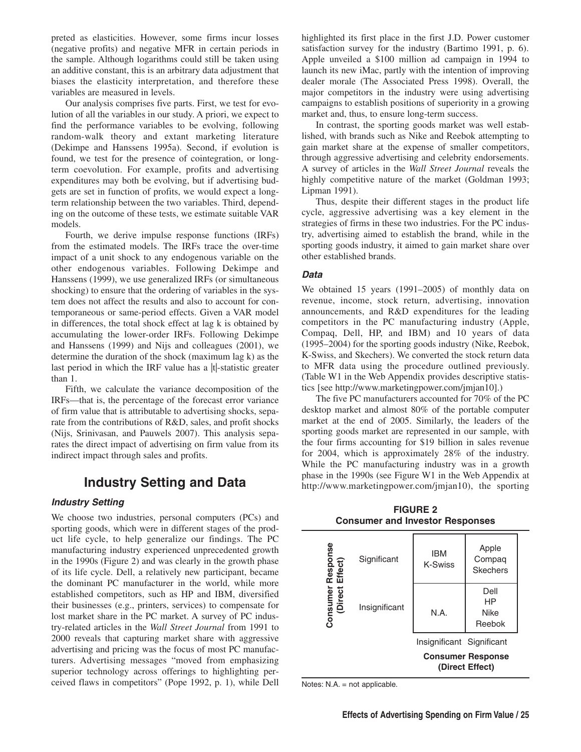preted as elasticities. However, some firms incur losses (negative profits) and negative MFR in certain periods in the sample. Although logarithms could still be taken using an additive constant, this is an arbitrary data adjustment that biases the elasticity interpretation, and therefore these variables are measured in levels.

Our analysis comprises five parts. First, we test for evolution of all the variables in our study. A priori, we expect to find the performance variables to be evolving, following random-walk theory and extant marketing literature (Dekimpe and Hanssens 1995a). Second, if evolution is found, we test for the presence of cointegration, or long-term coevolution. For example, profits and advertising expenditures may both be evolving, but if advertising budgets are set in function of profits, we would expect a long-term relationship between the two variables. Third, depending on the outcome of these tests, we estimate suitable VAR models.

Fourth, we derive impulse response functions (IRFs) from the estimated models. The IRFs trace the over-time impact of a unit shock to any endogenous variable on the other endogenous variables. Following Dekimpe and Hanssens (1999), we use generalized IRFs (or simultaneous shocking) to ensure that the ordering of variables in the system does not affect the results and also to account for contemporaneous or same-period effects. Given a VAR model in differences, the total shock effect at lag k is obtained by accumulating the lower-order IRFs. Following Dekimpe and Hanssens (1999) and Nijs and colleagues (2001), we determine the duration of the shock (maximum lag k) as the last period in which the IRF value has a $|t|$-statistic greater than 1.

Fifth, we calculate the variance decomposition of the IRFs—that is, the percentage of the forecast error variance of firm value that is attributable to advertising shocks, separate from the contributions of R&D, sales, and profit shocks (Nijs, Srinivasan, and Pauwels 2007). This analysis separates the direct impact of advertising on firm value from its indirect impact through sales and profits.

## Industry Setting and Data

### *Industry Setting*

We choose two industries, personal computers (PCs) and sporting goods, which were in different stages of the product life cycle, to help generalize our findings. The PC manufacturing industry experienced unprecedented growth in the 1990s (Figure 2) and was clearly in the growth phase of its life cycle. Dell, a relatively new participant, became the dominant PC manufacturer in the world, while more established competitors, such as HP and IBM, diversified their businesses (e.g., printers, services) to compensate for lost market share in the PC market. A survey of PC industry-related articles in the *Wall Street Journal* from 1991 to 2000 reveals that capturing market share with aggressive advertising and pricing was the focus of most PC manufacturers. Advertising messages "moved from emphasizing superior technology across offerings to highlighting perceived flaws in competitors" (Pope 1992, p. 1), while Dell highlighted its first place in the first J.D. Power customer satisfaction survey for the industry (Bartimo 1991, p. 6). Apple unveiled a $100 million ad campaign in 1994 to launch its new iMac, partly with the intention of improving dealer morale (The Associated Press 1998). Overall, the major competitors in the industry were using advertising campaigns to establish positions of superiority in a growing market and, thus, to ensure long-term success.

In contrast, the sporting goods market was well established, with brands such as Nike and Reebok attempting to gain market share at the expense of smaller competitors, through aggressive advertising and celebrity endorsements. A survey of articles in the *Wall Street Journal* reveals the highly competitive nature of the market (Goldman 1993; Lipman 1991).

Thus, despite their different stages in the product life cycle, aggressive advertising was a key element in the strategies of firms in these two industries. For the PC industry, advertising aimed to establish the brand, while in the sporting goods industry, it aimed to gain market share over other established brands.

### *Data*

We obtained 15 years (1991–2005) of monthly data on revenue, income, stock return, advertising, innovation announcements, and R&D expenditures for the leading competitors in the PC manufacturing industry (Apple, Compaq, Dell, HP, and IBM) and 10 years of data (1995–2004) for the sporting goods industry (Nike, Reebok, K-Swiss, and Skechers). We converted the stock return data to MFR data using the procedure outlined previously. (Table W1 in the Web Appendix provides descriptive statistics [see http://www.marketingpower.com/jmjan10].)

The five PC manufacturers accounted for 70% of the PC desktop market and almost 80% of the portable computer market at the end of 2005. Similarly, the leaders of the sporting goods market are represented in our sample, with the four firms accounting for $19 billion in sales revenue for 2004, which is approximately 28% of the industry. While the PC manufacturing industry was in a growth phase in the 1990s (see Figure W1 in the Web Appendix at http://www.marketingpower.com/jmjan10), the sporting

**FIGURE 2**
**Consumer and Investor Responses**

| Consumer Response (Direct Effect) | Insignificant | Significant |
|---|---|---|
| Significant | IBM, K-Swiss | Apple, Compaq, Skechers |
| Insignificant | N.A. | Dell, HP, Nike, Reebok |

(Column axis label: Consumer Response (Direct Effect))

Notes: N.A. = not applicable.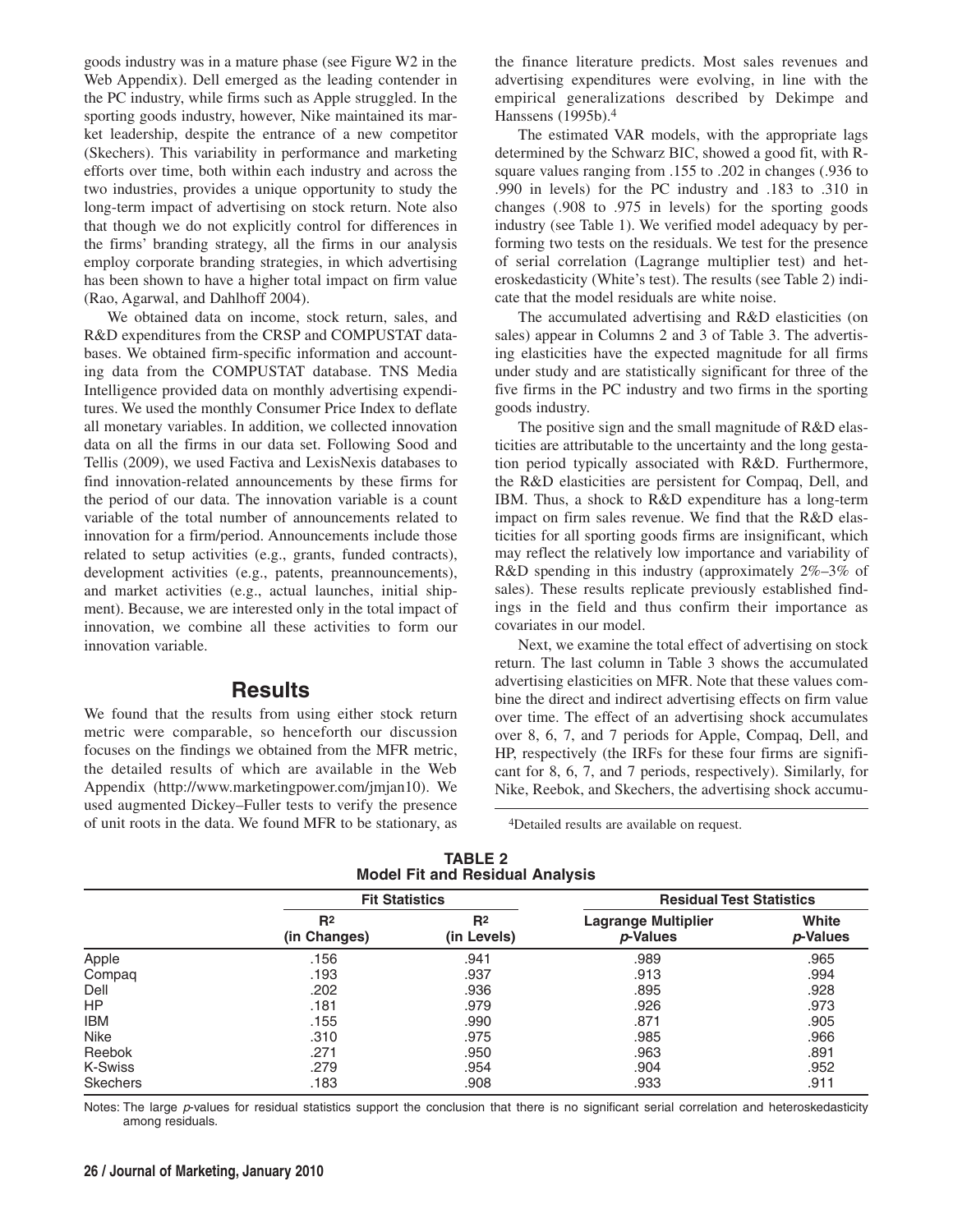goods industry was in a mature phase (see Figure W2 in the Web Appendix). Dell emerged as the leading contender in the PC industry, while firms such as Apple struggled. In the sporting goods industry, however, Nike maintained its market leadership, despite the entrance of a new competitor (Skechers). This variability in performance and marketing efforts over time, both within each industry and across the two industries, provides a unique opportunity to study the long-term impact of advertising on stock return. Note also that though we do not explicitly control for differences in the firms' branding strategy, all the firms in our analysis employ corporate branding strategies, in which advertising has been shown to have a higher total impact on firm value (Rao, Agarwal, and Dahlhoff 2004).

We obtained data on income, stock return, sales, and R&D expenditures from the CRSP and COMPUSTAT databases. We obtained firm-specific information and accounting data from the COMPUSTAT database. TNS Media Intelligence provided data on monthly advertising expenditures. We used the monthly Consumer Price Index to deflate all monetary variables. In addition, we collected innovation data on all the firms in our data set. Following Sood and Tellis (2009), we used Factiva and LexisNexis databases to find innovation-related announcements by these firms for the period of our data. The innovation variable is a count variable of the total number of announcements related to innovation for a firm/period. Announcements include those related to setup activities (e.g., grants, funded contracts), development activities (e.g., patents, preannouncements), and market activities (e.g., actual launches, initial shipment). Because, we are interested only in the total impact of innovation, we combine all these activities to form our innovation variable.

## Results

We found that the results from using either stock return metric were comparable, so henceforth our discussion focuses on the findings we obtained from the MFR metric, the detailed results of which are available in the Web Appendix (http://www.marketingpower.com/jmjan10). We used augmented Dickey–Fuller tests to verify the presence of unit roots in the data. We found MFR to be stationary, as the finance literature predicts. Most sales revenues and advertising expenditures were evolving, in line with the empirical generalizations described by Dekimpe and Hanssens (1995b).[4]

The estimated VAR models, with the appropriate lags determined by the Schwarz BIC, showed a good fit, with R-square values ranging from .155 to .202 in changes (.936 to .990 in levels) for the PC industry and .183 to .310 in changes (.908 to .975 in levels) for the sporting goods industry (see Table 1). We verified model adequacy by performing two tests on the residuals. We test for the presence of serial correlation (Lagrange multiplier test) and heteroskedasticity (White's test). The results (see Table 2) indicate that the model residuals are white noise.

The accumulated advertising and R&D elasticities (on sales) appear in Columns 2 and 3 of Table 3. The advertising elasticities have the expected magnitude for all firms under study and are statistically significant for three of the five firms in the PC industry and two firms in the sporting goods industry.

The positive sign and the small magnitude of R&D elasticities are attributable to the uncertainty and the long gestation period typically associated with R&D. Furthermore, the R&D elasticities are persistent for Compaq, Dell, and IBM. Thus, a shock to R&D expenditure has a long-term impact on firm sales revenue. We find that the R&D elasticities for all sporting goods firms are insignificant, which may reflect the relatively low importance and variability of R&D spending in this industry (approximately 2%–3% of sales). These results replicate previously established findings in the field and thus confirm their importance as covariates in our model.

Next, we examine the total effect of advertising on stock return. The last column in Table 3 shows the accumulated advertising elasticities on MFR. Note that these values combine the direct and indirect advertising effects on firm value over time. The effect of an advertising shock accumulates over 8, 6, 7, and 7 periods for Apple, Compaq, Dell, and HP, respectively (the IRFs for these four firms are significant for 8, 6, 7, and 7 periods, respectively). Similarly, for Nike, Reebok, and Skechers, the advertising shock accumu-

[4]Detailed results are available on request.

**TABLE 2**
**Model Fit and Residual Analysis**

| | Fit Statistics | | Residual Test Statistics | |
|---|---|---|---|---|
| | $R^2$ (in Changes) | $R^2$ (in Levels) | Lagrange Multiplier *p*-Values | White *p*-Values |
| Apple | .156 | .941 | .989 | .965 |
| Compaq | .193 | .937 | .913 | .994 |
| Dell | .202 | .936 | .895 | .928 |
| HP | .181 | .979 | .926 | .973 |
| IBM | .155 | .990 | .871 | .905 |
| Nike | .310 | .975 | .985 | .966 |
| Reebok | .271 | .950 | .963 | .891 |
| K-Swiss | .279 | .954 | .904 | .952 |
| Skechers | .183 | .908 | .933 | .911 |

Notes: The large *p*-values for residual statistics support the conclusion that there is no significant serial correlation and heteroskedasticity among residuals.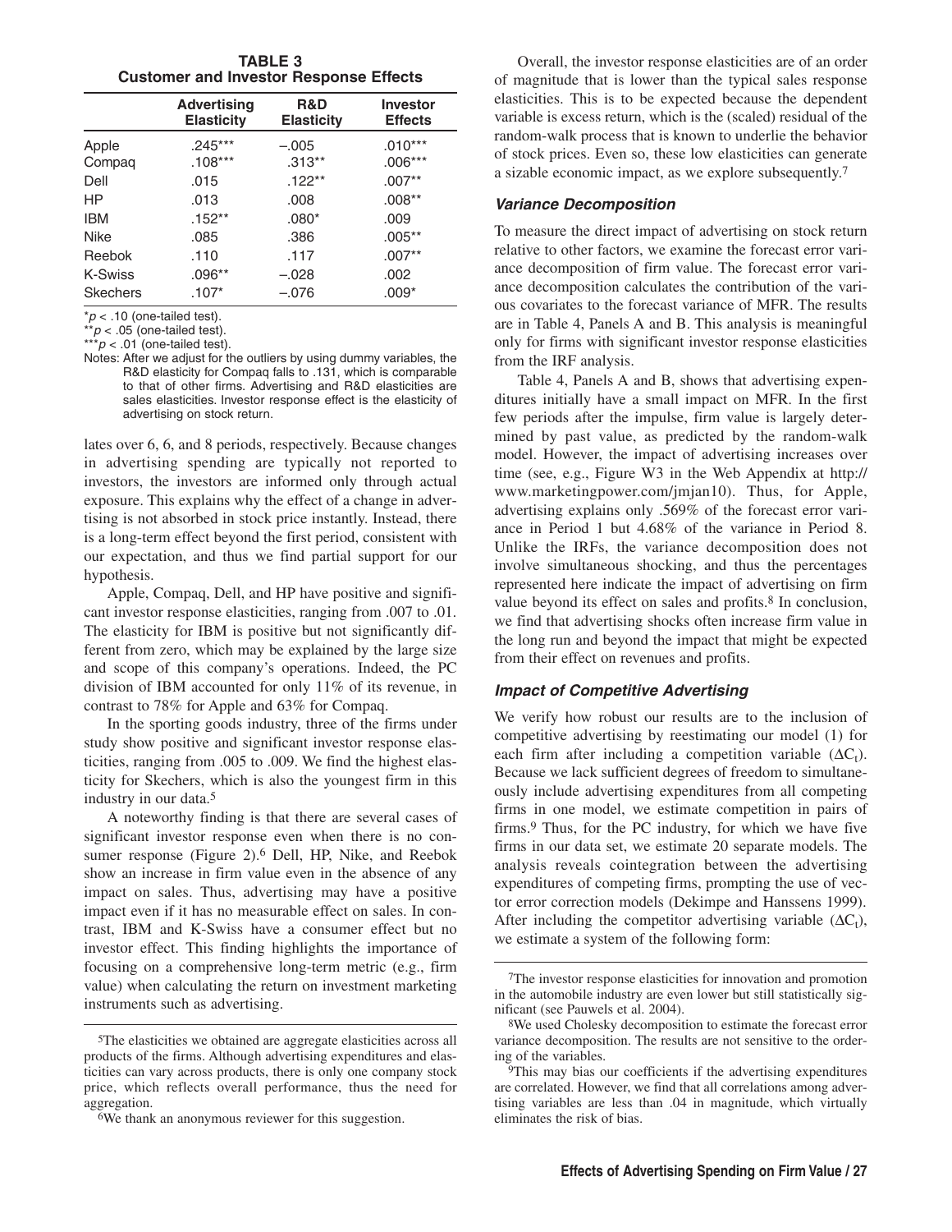**TABLE 3**
**Customer and Investor Response Effects**

| | Advertising Elasticity | R&D Elasticity | Investor Effects |
|---|---|---|---|
| Apple | .245*** | –.005 | .010*** |
| Compaq | .108*** | .313** | .006*** |
| Dell | .015 | .122** | .007** |
| HP | .013 | .008 | .008** |
| IBM | .152** | .080* | .009 |
| Nike | .085 | .386 | .005** |
| Reebok | .110 | .117 | .007** |
| K-Swiss | .096** | –.028 | .002 |
| Skechers | .107* | –.076 | .009* |

*$p < .10$ (one-tailed test).
**$p < .05$ (one-tailed test).
***$p < .01$ (one-tailed test).
Notes: After we adjust for the outliers by using dummy variables, the R&D elasticity for Compaq falls to .131, which is comparable to that of other firms. Advertising and R&D elasticities are sales elasticities. Investor response effect is the elasticity of advertising on stock return.

lates over 6, 6, and 8 periods, respectively. Because changes in advertising spending are typically not reported to investors, the investors are informed only through actual exposure. This explains why the effect of a change in advertising is not absorbed in stock price instantly. Instead, there is a long-term effect beyond the first period, consistent with our expectation, and thus we find partial support for our hypothesis.

Apple, Compaq, Dell, and HP have positive and significant investor response elasticities, ranging from .007 to .01. The elasticity for IBM is positive but not significantly different from zero, which may be explained by the large size and scope of this company's operations. Indeed, the PC division of IBM accounted for only 11% of its revenue, in contrast to 78% for Apple and 63% for Compaq.

In the sporting goods industry, three of the firms under study show positive and significant investor response elasticities, ranging from .005 to .009. We find the highest elasticity for Skechers, which is also the youngest firm in this industry in our data.[5]

A noteworthy finding is that there are several cases of significant investor response even when there is no consumer response (Figure 2).[6] Dell, HP, Nike, and Reebok show an increase in firm value even in the absence of any impact on sales. Thus, advertising may have a positive impact even if it has no measurable effect on sales. In contrast, IBM and K-Swiss have a consumer effect but no investor effect. This finding highlights the importance of focusing on a comprehensive long-term metric (e.g., firm value) when calculating the return on investment marketing instruments such as advertising.

Overall, the investor response elasticities are of an order of magnitude that is lower than the typical sales response elasticities. This is to be expected because the dependent variable is excess return, which is the (scaled) residual of the random-walk process that is known to underlie the behavior of stock prices. Even so, these low elasticities can generate a sizable economic impact, as we explore subsequently.[7]

### *Variance Decomposition*

To measure the direct impact of advertising on stock return relative to other factors, we examine the forecast error variance decomposition of firm value. The forecast error variance decomposition calculates the contribution of the various covariates to the forecast variance of MFR. The results are in Table 4, Panels A and B. This analysis is meaningful only for firms with significant investor response elasticities from the IRF analysis.

Table 4, Panels A and B, shows that advertising expenditures initially have a small impact on MFR. In the first few periods after the impulse, firm value is largely determined by past value, as predicted by the random-walk model. However, the impact of advertising increases over time (see, e.g., Figure W3 in the Web Appendix at http://www.marketingpower.com/jmjan10). Thus, for Apple, advertising explains only .569% of the forecast error variance in Period 1 but 4.68% of the variance in Period 8. Unlike the IRFs, the variance decomposition does not involve simultaneous shocking, and thus the percentages represented here indicate the impact of advertising on firm value beyond its effect on sales and profits.[8] In conclusion, we find that advertising shocks often increase firm value in the long run and beyond the impact that might be expected from their effect on revenues and profits.

### *Impact of Competitive Advertising*

We verify how robust our results are to the inclusion of competitive advertising by reestimating our model (1) for each firm after including a competition variable ($\Delta C_t$). Because we lack sufficient degrees of freedom to simultaneously include advertising expenditures from all competing firms in one model, we estimate competition in pairs of firms.[9] Thus, for the PC industry, for which we have five firms in our data set, we estimate 20 separate models. The analysis reveals cointegration between the advertising expenditures of competing firms, prompting the use of vector error correction models (Dekimpe and Hanssens 1999). After including the competitor advertising variable ($\Delta C_t$), we estimate a system of the following form:

---

[5]The elasticities we obtained are aggregate elasticities across all products of the firms. Although advertising expenditures and elasticities can vary across products, there is only one company stock price, which reflects overall performance, thus the need for aggregation.

[6]We thank an anonymous reviewer for this suggestion.

[7]The investor response elasticities for innovation and promotion in the automobile industry are even lower but still statistically significant (see Pauwels et al. 2004).

[8]We used Cholesky decomposition to estimate the forecast error variance decomposition. The results are not sensitive to the ordering of the variables.

[9]This may bias our coefficients if the advertising expenditures are correlated. However, we find that all correlations among advertising variables are less than .04 in magnitude, which virtually eliminates the risk of bias.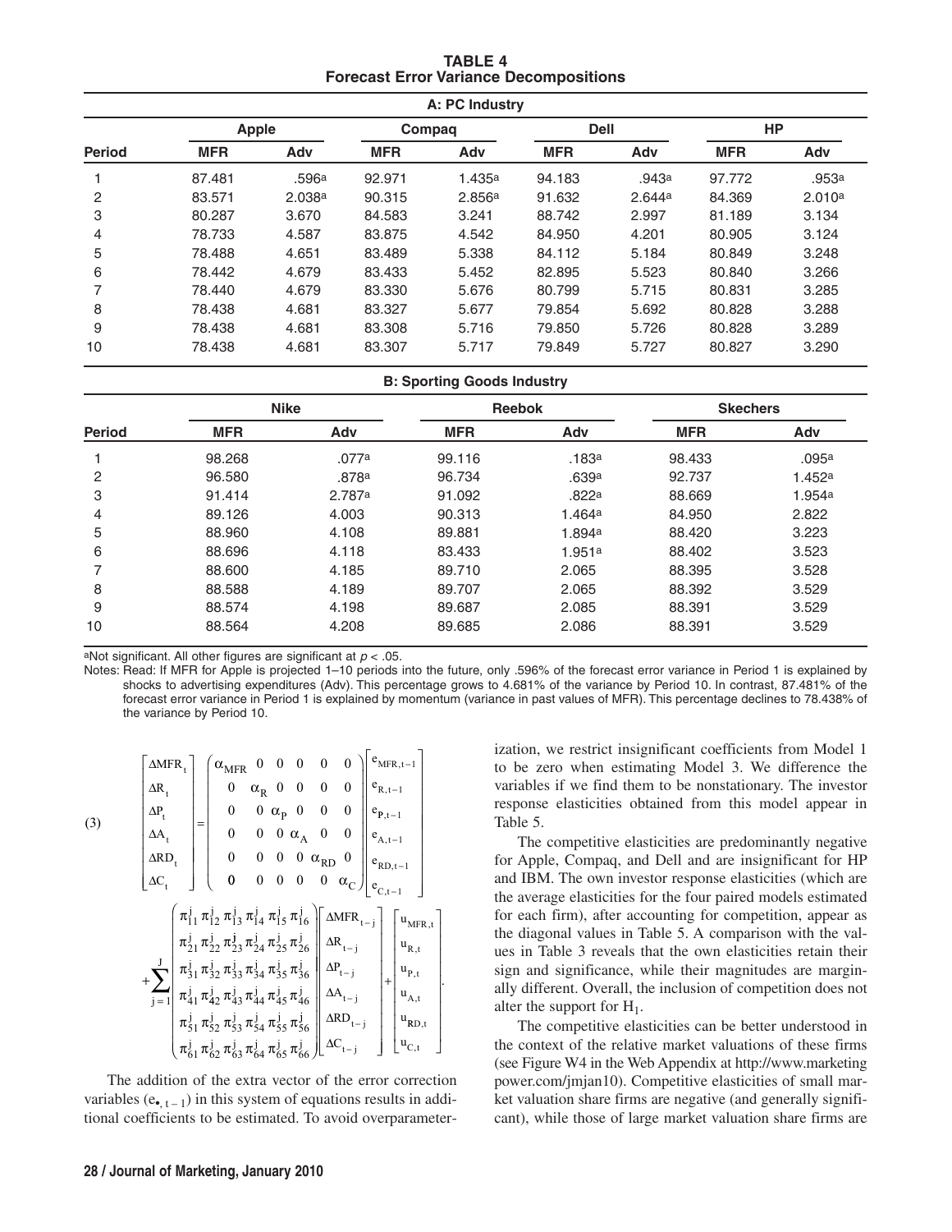**TABLE 4**
**Forecast Error Variance Decompositions**

**A: PC Industry**

| Period | Apple | | Compaq | | Dell | | HP | |
|---|---|---|---|---|---|---|---|---|
| | MFR | Adv | MFR | Adv | MFR | Adv | MFR | Adv |
| 1 | 87.481 | .596[a] | 92.971 | 1.435[a] | 94.183 | .943[a] | 97.772 | .953[a] |
| 2 | 83.571 | 2.038[a] | 90.315 | 2.856[a] | 91.632 | 2.644[a] | 84.369 | 2.010[a] |
| 3 | 80.287 | 3.670 | 84.583 | 3.241 | 88.742 | 2.997 | 81.189 | 3.134 |
| 4 | 78.733 | 4.587 | 83.875 | 4.542 | 84.950 | 4.201 | 80.905 | 3.124 |
| 5 | 78.488 | 4.651 | 83.489 | 5.338 | 84.112 | 5.184 | 80.849 | 3.248 |
| 6 | 78.442 | 4.679 | 83.433 | 5.452 | 82.895 | 5.523 | 80.840 | 3.266 |
| 7 | 78.440 | 4.679 | 83.330 | 5.676 | 80.799 | 5.715 | 80.831 | 3.285 |
| 8 | 78.438 | 4.681 | 83.327 | 5.677 | 79.854 | 5.692 | 80.828 | 3.288 |
| 9 | 78.438 | 4.681 | 83.308 | 5.716 | 79.850 | 5.726 | 80.828 | 3.289 |
| 10 | 78.438 | 4.681 | 83.307 | 5.717 | 79.849 | 5.727 | 80.827 | 3.290 |

**B: Sporting Goods Industry**

| Period | Nike | | Reebok | | Skechers | |
|---|---|---|---|---|---|---|
| | MFR | Adv | MFR | Adv | MFR | Adv |
| 1 | 98.268 | .077[a] | 99.116 | .183[a] | 98.433 | .095[a] |
| 2 | 96.580 | .878[a] | 96.734 | .639[a] | 92.737 | 1.452[a] |
| 3 | 91.414 | 2.787[a] | 91.092 | .822[a] | 88.669 | 1.954[a] |
| 4 | 89.126 | 4.003 | 90.313 | 1.464[a] | 84.950 | 2.822 |
| 5 | 88.960 | 4.108 | 89.881 | 1.894[a] | 88.420 | 3.223 |
| 6 | 88.696 | 4.118 | 83.433 | 1.951[a] | 88.402 | 3.523 |
| 7 | 88.600 | 4.185 | 89.710 | 2.065 | 88.395 | 3.528 |
| 8 | 88.588 | 4.189 | 89.707 | 2.065 | 88.392 | 3.529 |
| 9 | 88.574 | 4.198 | 89.687 | 2.085 | 88.391 | 3.529 |
| 10 | 88.564 | 4.208 | 89.685 | 2.086 | 88.391 | 3.529 |

[a]Not significant. All other figures are significant at $p < .05$.

Notes: Read: If MFR for Apple is projected 1–10 periods into the future, only .596% of the forecast error variance in Period 1 is explained by shocks to advertising expenditures (Adv). This percentage grows to 4.681% of the variance by Period 10. In contrast, 87.481% of the forecast error variance in Period 1 is explained by momentum (variance in past values of MFR). This percentage declines to 78.438% of the variance by Period 10.

$$
(3)\quad
\begin{bmatrix} \Delta MFR_t \\ \Delta R_t \\ \Delta P_t \\ \Delta A_t \\ \Delta RD_t \\ \Delta C_t \end{bmatrix}
=
\begin{pmatrix}
\alpha_{MFR} & 0 & 0 & 0 & 0 & 0 \\
0 & \alpha_R & 0 & 0 & 0 & 0 \\
0 & 0 & \alpha_P & 0 & 0 & 0 \\
0 & 0 & 0 & \alpha_A & 0 & 0 \\
0 & 0 & 0 & 0 & \alpha_{RD} & 0 \\
0 & 0 & 0 & 0 & 0 & \alpha_C
\end{pmatrix}
\begin{bmatrix} e_{MFR,t-1} \\ e_{R,t-1} \\ e_{P,t-1} \\ e_{A,t-1} \\ e_{RD,t-1} \\ e_{C,t-1} \end{bmatrix}
+ \sum_{j=1}^{J}
\begin{pmatrix}
\pi_{11}^j & \pi_{12}^j & \pi_{13}^j & \pi_{14}^j & \pi_{15}^j & \pi_{16}^j \\
\pi_{21}^j & \pi_{22}^j & \pi_{23}^j & \pi_{24}^j & \pi_{25}^j & \pi_{26}^j \\
\pi_{31}^j & \pi_{32}^j & \pi_{33}^j & \pi_{34}^j & \pi_{35}^j & \pi_{36}^j \\
\pi_{41}^j & \pi_{42}^j & \pi_{43}^j & \pi_{44}^j & \pi_{45}^j & \pi_{46}^j \\
\pi_{51}^j & \pi_{52}^j & \pi_{53}^j & \pi_{54}^j & \pi_{55}^j & \pi_{56}^j \\
\pi_{61}^j & \pi_{62}^j & \pi_{63}^j & \pi_{64}^j & \pi_{65}^j & \pi_{66}^j
\end{pmatrix}
\begin{bmatrix} \Delta MFR_{t-j} \\ \Delta R_{t-j} \\ \Delta P_{t-j} \\ \Delta A_{t-j} \\ \Delta RD_{t-j} \\ \Delta C_{t-j} \end{bmatrix}
+
\begin{bmatrix} u_{MFR,t} \\ u_{R,t} \\ u_{P,t} \\ u_{A,t} \\ u_{RD,t} \\ u_{C,t} \end{bmatrix}.
$$

The addition of the extra vector of the error correction variables ($e_{\bullet, t-1}$) in this system of equations results in additional coefficients to be estimated. To avoid overparameterization, we restrict insignificant coefficients from Model 1 to be zero when estimating Model 3. We difference the variables if we find them to be nonstationary. The investor response elasticities obtained from this model appear in Table 5.

The competitive elasticities are predominantly negative for Apple, Compaq, and Dell and are insignificant for HP and IBM. The own investor response elasticities (which are the average elasticities for the four paired models estimated for each firm), after accounting for competition, appear as the diagonal values in Table 5. A comparison with the values in Table 3 reveals that the own elasticities retain their sign and significance, while their magnitudes are marginally different. Overall, the inclusion of competition does not alter the support for $H_1$.

The competitive elasticities can be better understood in the context of the relative market valuations of these firms (see Figure W4 in the Web Appendix at http://www.marketingpower.com/jmjan10). Competitive elasticities of small market valuation share firms are negative (and generally significant), while those of large market valuation share firms are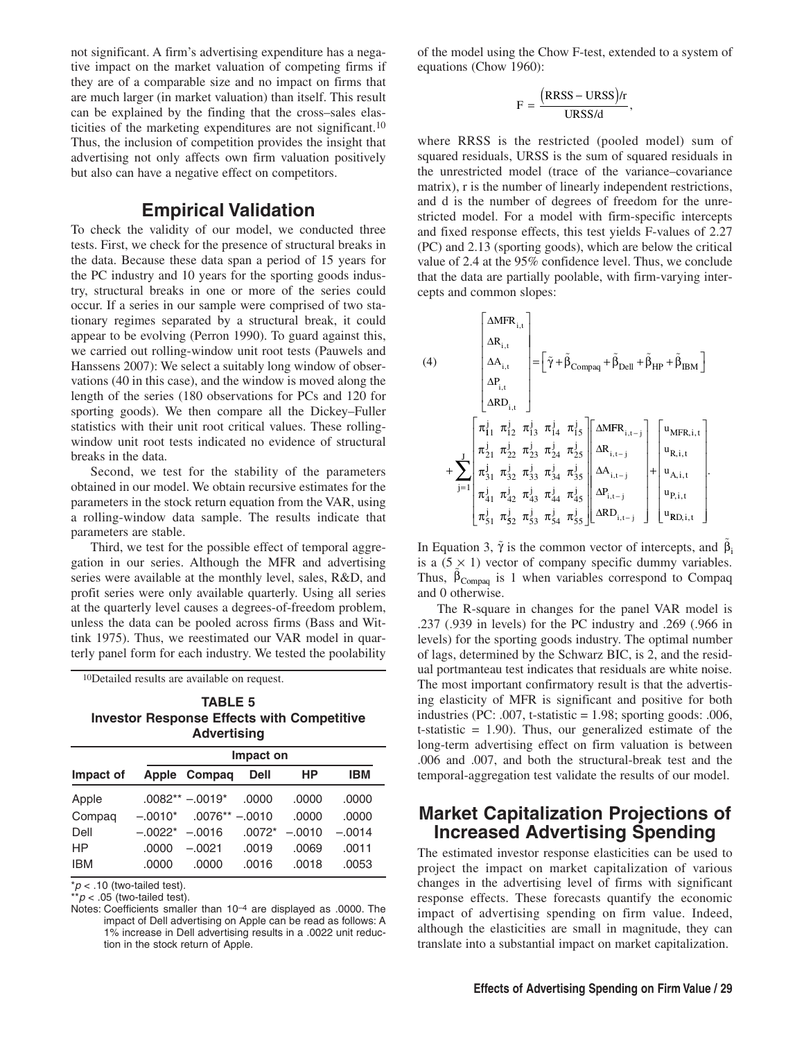not significant. A firm's advertising expenditure has a negative impact on the market valuation of competing firms if they are of a comparable size and no impact on firms that are much larger (in market valuation) than itself. This result can be explained by the finding that the cross–sales elasticities of the marketing expenditures are not significant.[10] Thus, the inclusion of competition provides the insight that advertising not only affects own firm valuation positively but also can have a negative effect on competitors.

## Empirical Validation

To check the validity of our model, we conducted three tests. First, we check for the presence of structural breaks in the data. Because these data span a period of 15 years for the PC industry and 10 years for the sporting goods industry, structural breaks in one or more of the series could occur. If a series in our sample were comprised of two stationary regimes separated by a structural break, it could appear to be evolving (Perron 1990). To guard against this, we carried out rolling-window unit root tests (Pauwels and Hanssens 2007): We select a suitably long window of observations (40 in this case), and the window is moved along the length of the series (180 observations for PCs and 120 for sporting goods). We then compare all the Dickey–Fuller statistics with their unit root critical values. These rolling-window unit root tests indicated no evidence of structural breaks in the data.

Second, we test for the stability of the parameters obtained in our model. We obtain recursive estimates for the parameters in the stock return equation from the VAR, using a rolling-window data sample. The results indicate that parameters are stable.

Third, we test for the possible effect of temporal aggregation in our series. Although the MFR and advertising series were available at the monthly level, sales, R&D, and profit series were only available quarterly. Using all series at the quarterly level causes a degrees-of-freedom problem, unless the data can be pooled across firms (Bass and Wittink 1975). Thus, we reestimated our VAR model in quarterly panel form for each industry. We tested the poolability of the model using the Chow F-test, extended to a system of equations (Chow 1960):

$$F = \frac{(RRSS - URSS)/r}{URSS/d},$$

where RRSS is the restricted (pooled model) sum of squared residuals, URSS is the sum of squared residuals in the unrestricted model (trace of the variance–covariance matrix), r is the number of linearly independent restrictions, and d is the number of degrees of freedom for the unrestricted model. For a model with firm-specific intercepts and fixed response effects, this test yields F-values of 2.27 (PC) and 2.13 (sporting goods), which are below the critical value of 2.4 at the 95% confidence level. Thus, we conclude that the data are partially poolable, with firm-varying intercepts and common slopes:

$$(4)\quad \begin{bmatrix} \Delta MFR_{i,t} \\ \Delta R_{i,t} \\ \Delta A_{i,t} \\ \Delta P_{i,t} \\ \Delta RD_{i,t} \end{bmatrix} = \left[\tilde{\gamma} + \tilde{\beta}_{Compaq} + \tilde{\beta}_{Dell} + \tilde{\beta}_{HP} + \tilde{\beta}_{IBM}\right] + \sum_{j=1}^{J} \begin{bmatrix} \pi_{11}^j & \pi_{12}^j & \pi_{13}^j & \pi_{14}^j & \pi_{15}^j \\ \pi_{21}^j & \pi_{22}^j & \pi_{23}^j & \pi_{24}^j & \pi_{25}^j \\ \pi_{31}^j & \pi_{32}^j & \pi_{33}^j & \pi_{34}^j & \pi_{35}^j \\ \pi_{41}^j & \pi_{42}^j & \pi_{43}^j & \pi_{44}^j & \pi_{45}^j \\ \pi_{51}^j & \pi_{52}^j & \pi_{53}^j & \pi_{54}^j & \pi_{55}^j \end{bmatrix} \begin{bmatrix} \Delta MFR_{i,t-j} \\ \Delta R_{i,t-j} \\ \Delta A_{i,t-j} \\ \Delta P_{i,t-j} \\ \Delta RD_{i,t-j} \end{bmatrix} + \begin{bmatrix} u_{MFR,i,t} \\ u_{R,i,t} \\ u_{A,i,t} \\ u_{P,i,t} \\ u_{RD,i,t} \end{bmatrix}.$$

In Equation 3, $\tilde{\gamma}$ is the common vector of intercepts, and $\tilde{\beta}_i$ is a (5 × 1) vector of company specific dummy variables. Thus, $\tilde{\beta}_{Compaq}$ is 1 when variables correspond to Compaq and 0 otherwise.

The R-square in changes for the panel VAR model is .237 (.939 in levels) for the PC industry and .269 (.966 in levels) for the sporting goods industry. The optimal number of lags, determined by the Schwarz BIC, is 2, and the residual portmanteau test indicates that residuals are white noise. The most important confirmatory result is that the advertising elasticity of MFR is significant and positive for both industries (PC: .007, t-statistic = 1.98; sporting goods: .006, t-statistic = 1.90). Thus, our generalized estimate of the long-term advertising effect on firm valuation is between .006 and .007, and both the structural-break test and the temporal-aggregation test validate the results of our model.

[10]Detailed results are available on request.

**TABLE 5**
**Investor Response Effects with Competitive Advertising**

| | Impact on | | | | |
|---|---|---|---|---|---|
| Impact of | Apple | Compaq | Dell | HP | IBM |
| Apple | .0082** | –.0019* | .0000 | .0000 | .0000 |
| Compaq | –.0010* | .0076** | –.0010 | .0000 | .0000 |
| Dell | –.0022* | –.0016 | .0072* | –.0010 | –.0014 |
| HP | .0000 | –.0021 | .0019 | .0069 | .0011 |
| IBM | .0000 | .0000 | .0016 | .0018 | .0053 |

*$p < .10$ (two-tailed test).
**$p < .05$ (two-tailed test).
Notes: Coefficients smaller than $10^{-4}$ are displayed as .0000. The impact of Dell advertising on Apple can be read as follows: A 1% increase in Dell advertising results in a .0022 unit reduction in the stock return of Apple.

## Market Capitalization Projections of Increased Advertising Spending

The estimated investor response elasticities can be used to project the impact on market capitalization of various changes in the advertising level of firms with significant response effects. These forecasts quantify the economic impact of advertising spending on firm value. Indeed, although the elasticities are small in magnitude, they can translate into a substantial impact on market capitalization.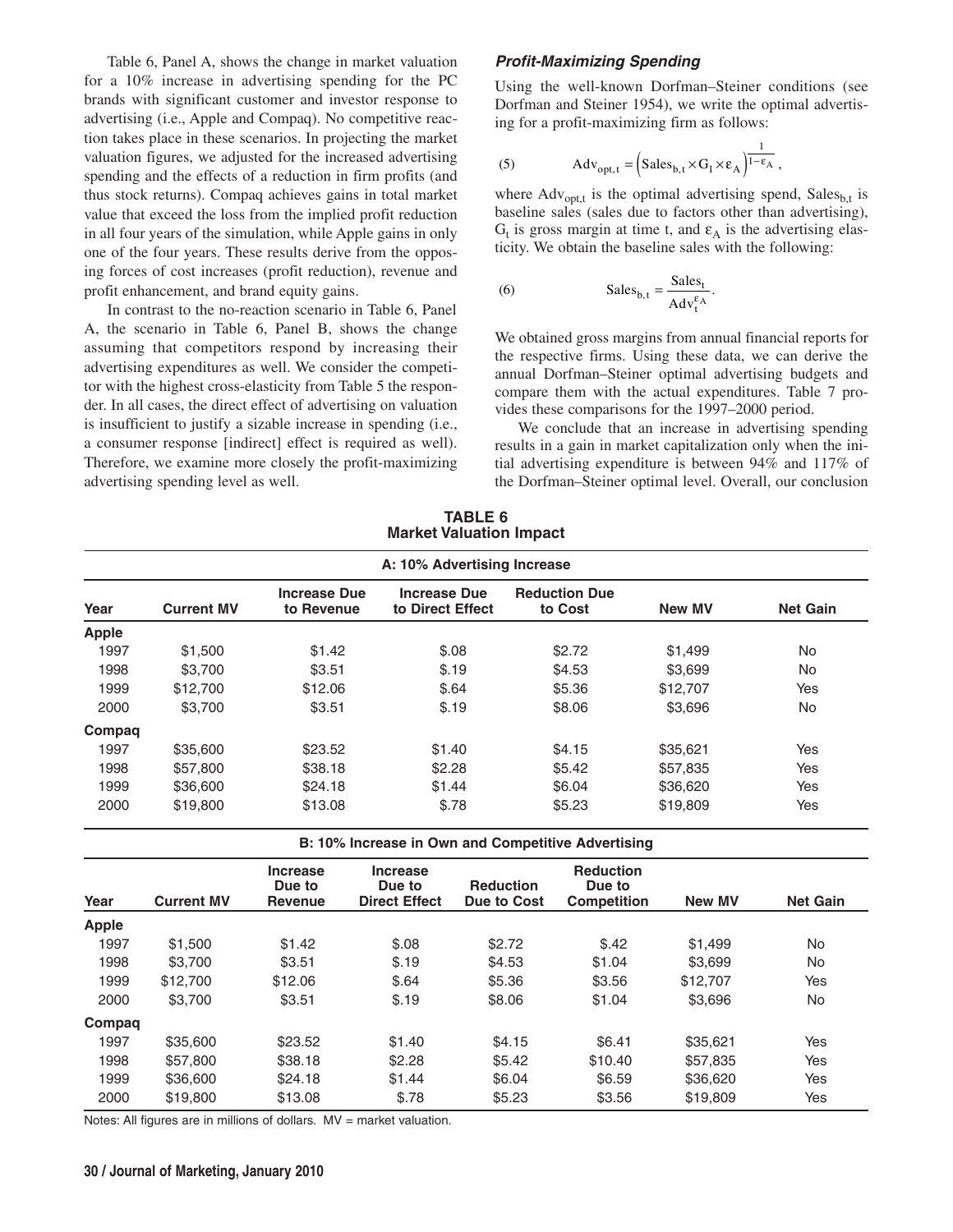Table 6, Panel A, shows the change in market valuation for a 10% increase in advertising spending for the PC brands with significant customer and investor response to advertising (i.e., Apple and Compaq). No competitive reaction takes place in these scenarios. In projecting the market valuation figures, we adjusted for the increased advertising spending and the effects of a reduction in firm profits (and thus stock returns). Compaq achieves gains in total market value that exceed the loss from the implied profit reduction in all four years of the simulation, while Apple gains in only one of the four years. These results derive from the opposing forces of cost increases (profit reduction), revenue and profit enhancement, and brand equity gains.

In contrast to the no-reaction scenario in Table 6, Panel A, the scenario in Table 6, Panel B, shows the change assuming that competitors respond by increasing their advertising expenditures as well. We consider the competitor with the highest cross-elasticity from Table 5 the responder. In all cases, the direct effect of advertising on valuation is insufficient to justify a sizable increase in spending (i.e., a consumer response [indirect] effect is required as well). Therefore, we examine more closely the profit-maximizing advertising spending level as well.

### *Profit-Maximizing Spending*

Using the well-known Dorfman–Steiner conditions (see Dorfman and Steiner 1954), we write the optimal advertising for a profit-maximizing firm as follows:

$$(5) \qquad \text{Adv}_{\text{opt},t} = \left(\text{Sales}_{b,t} \times G_t \times \varepsilon_A\right)^{\frac{1}{1-\varepsilon_A}},$$

where $\text{Adv}_{\text{opt},t}$ is the optimal advertising spend, $\text{Sales}_{b,t}$ is baseline sales (sales due to factors other than advertising), $G_t$ is gross margin at time t, and $\varepsilon_A$ is the advertising elasticity. We obtain the baseline sales with the following:

$$(6) \qquad \text{Sales}_{b,t} = \frac{\text{Sales}_t}{\text{Adv}_t^{\varepsilon_A}}.$$

We obtained gross margins from annual financial reports for the respective firms. Using these data, we can derive the annual Dorfman–Steiner optimal advertising budgets and compare them with the actual expenditures. Table 7 provides these comparisons for the 1997–2000 period.

We conclude that an increase in advertising spending results in a gain in market capitalization only when the initial advertising expenditure is between 94% and 117% of the Dorfman–Steiner optimal level. Overall, our conclusion

**TABLE 6**
**Market Valuation Impact**

**A: 10% Advertising Increase**

| Year | Current MV | Increase Due to Revenue | Increase Due to Direct Effect | Reduction Due to Cost | New MV | Net Gain |
|---|---|---|---|---|---|---|
| **Apple** | | | | | | |
| 1997 | $1,500 | $1.42 | $.08 | $2.72 | $1,499 | No |
| 1998 | $3,700 | $3.51 | $.19 | $4.53 | $3,699 | No |
| 1999 | $12,700 | $12.06 | $.64 | $5.36 | $12,707 | Yes |
| 2000 | $3,700 | $3.51 | $.19 | $8.06 | $3,696 | No |
| **Compaq** | | | | | | |
| 1997 | $35,600 | $23.52 | $1.40 | $4.15 | $35,621 | Yes |
| 1998 | $57,800 | $38.18 | $2.28 | $5.42 | $57,835 | Yes |
| 1999 | $36,600 | $24.18 | $1.44 | $6.04 | $36,620 | Yes |
| 2000 | $19,800 | $13.08 | $.78 | $5.23 | $19,809 | Yes |

**B: 10% Increase in Own and Competitive Advertising**

| Year | Current MV | Increase Due to Revenue | Increase Due to Direct Effect | Reduction Due to Cost | Reduction Due to Competition | New MV | Net Gain |
|---|---|---|---|---|---|---|---|
| **Apple** | | | | | | | |
| 1997 | $1,500 | $1.42 | $.08 | $2.72 | $.42 | $1,499 | No |
| 1998 | $3,700 | $3.51 | $.19 | $4.53 | $1.04 | $3,699 | No |
| 1999 | $12,700 | $12.06 | $.64 | $5.36 | $3.56 | $12,707 | Yes |
| 2000 | $3,700 | $3.51 | $.19 | $8.06 | $1.04 | $3,696 | No |
| **Compaq** | | | | | | | |
| 1997 | $35,600 | $23.52 | $1.40 | $4.15 | $6.41 | $35,621 | Yes |
| 1998 | $57,800 | $38.18 | $2.28 | $5.42 | $10.40 | $57,835 | Yes |
| 1999 | $36,600 | $24.18 | $1.44 | $6.04 | $6.59 | $36,620 | Yes |
| 2000 | $19,800 | $13.08 | $.78 | $5.23 | $3.56 | $19,809 | Yes |

Notes: All figures are in millions of dollars. MV = market valuation.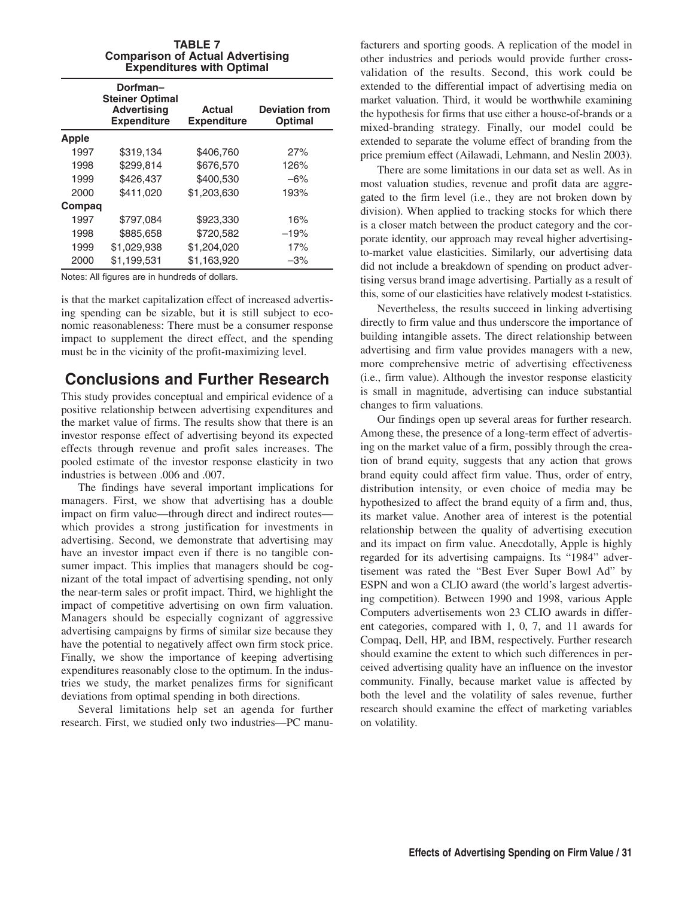**TABLE 7**
**Comparison of Actual Advertising Expenditures with Optimal**

| | Dorfman–Steiner Optimal Advertising Expenditure | Actual Expenditure | Deviation from Optimal |
|---|---|---|---|
| **Apple** | | | |
| 1997 | $319,134 | $406,760 | 27% |
| 1998 | $299,814 | $676,570 | 126% |
| 1999 | $426,437 | $400,530 | –6% |
| 2000 | $411,020 | $1,203,630 | 193% |
| **Compaq** | | | |
| 1997 | $797,084 | $923,330 | 16% |
| 1998 | $885,658 | $720,582 | –19% |
| 1999 | $1,029,938 | $1,204,020 | 17% |
| 2000 | $1,199,531 | $1,163,920 | –3% |

Notes: All figures are in hundreds of dollars.

is that the market capitalization effect of increased advertising spending can be sizable, but it is still subject to economic reasonableness: There must be a consumer response impact to supplement the direct effect, and the spending must be in the vicinity of the profit-maximizing level.

## Conclusions and Further Research

This study provides conceptual and empirical evidence of a positive relationship between advertising expenditures and the market value of firms. The results show that there is an investor response effect of advertising beyond its expected effects through revenue and profit sales increases. The pooled estimate of the investor response elasticity in two industries is between .006 and .007.

The findings have several important implications for managers. First, we show that advertising has a double impact on firm value—through direct and indirect routes—which provides a strong justification for investments in advertising. Second, we demonstrate that advertising may have an investor impact even if there is no tangible consumer impact. This implies that managers should be cognizant of the total impact of advertising spending, not only the near-term sales or profit impact. Third, we highlight the impact of competitive advertising on own firm valuation. Managers should be especially cognizant of aggressive advertising campaigns by firms of similar size because they have the potential to negatively affect own firm stock price. Finally, we show the importance of keeping advertising expenditures reasonably close to the optimum. In the industries we study, the market penalizes firms for significant deviations from optimal spending in both directions.

Several limitations help set an agenda for further research. First, we studied only two industries—PC manufacturers and sporting goods. A replication of the model in other industries and periods would provide further cross-validation of the results. Second, this work could be extended to the differential impact of advertising media on market valuation. Third, it would be worthwhile examining the hypothesis for firms that use either a house-of-brands or a mixed-branding strategy. Finally, our model could be extended to separate the volume effect of branding from the price premium effect (Ailawadi, Lehmann, and Neslin 2003).

There are some limitations in our data set as well. As in most valuation studies, revenue and profit data are aggregated to the firm level (i.e., they are not broken down by division). When applied to tracking stocks for which there is a closer match between the product category and the corporate identity, our approach may reveal higher advertising-to-market value elasticities. Similarly, our advertising data did not include a breakdown of spending on product advertising versus brand image advertising. Partially as a result of this, some of our elasticities have relatively modest t-statistics.

Nevertheless, the results succeed in linking advertising directly to firm value and thus underscore the importance of building intangible assets. The direct relationship between advertising and firm value provides managers with a new, more comprehensive metric of advertising effectiveness (i.e., firm value). Although the investor response elasticity is small in magnitude, advertising can induce substantial changes to firm valuations.

Our findings open up several areas for further research. Among these, the presence of a long-term effect of advertising on the market value of a firm, possibly through the creation of brand equity, suggests that any action that grows brand equity could affect firm value. Thus, order of entry, distribution intensity, or even choice of media may be hypothesized to affect the brand equity of a firm and, thus, its market value. Another area of interest is the potential relationship between the quality of advertising execution and its impact on firm value. Anecdotally, Apple is highly regarded for its advertising campaigns. Its "1984" advertisement was rated the "Best Ever Super Bowl Ad" by ESPN and won a CLIO award (the world's largest advertising competition). Between 1990 and 1998, various Apple Computers advertisements won 23 CLIO awards in different categories, compared with 1, 0, 7, and 11 awards for Compaq, Dell, HP, and IBM, respectively. Further research should examine the extent to which such differences in perceived advertising quality have an influence on the investor community. Finally, because market value is affected by both the level and the volatility of sales revenue, further research should examine the effect of marketing variables on volatility.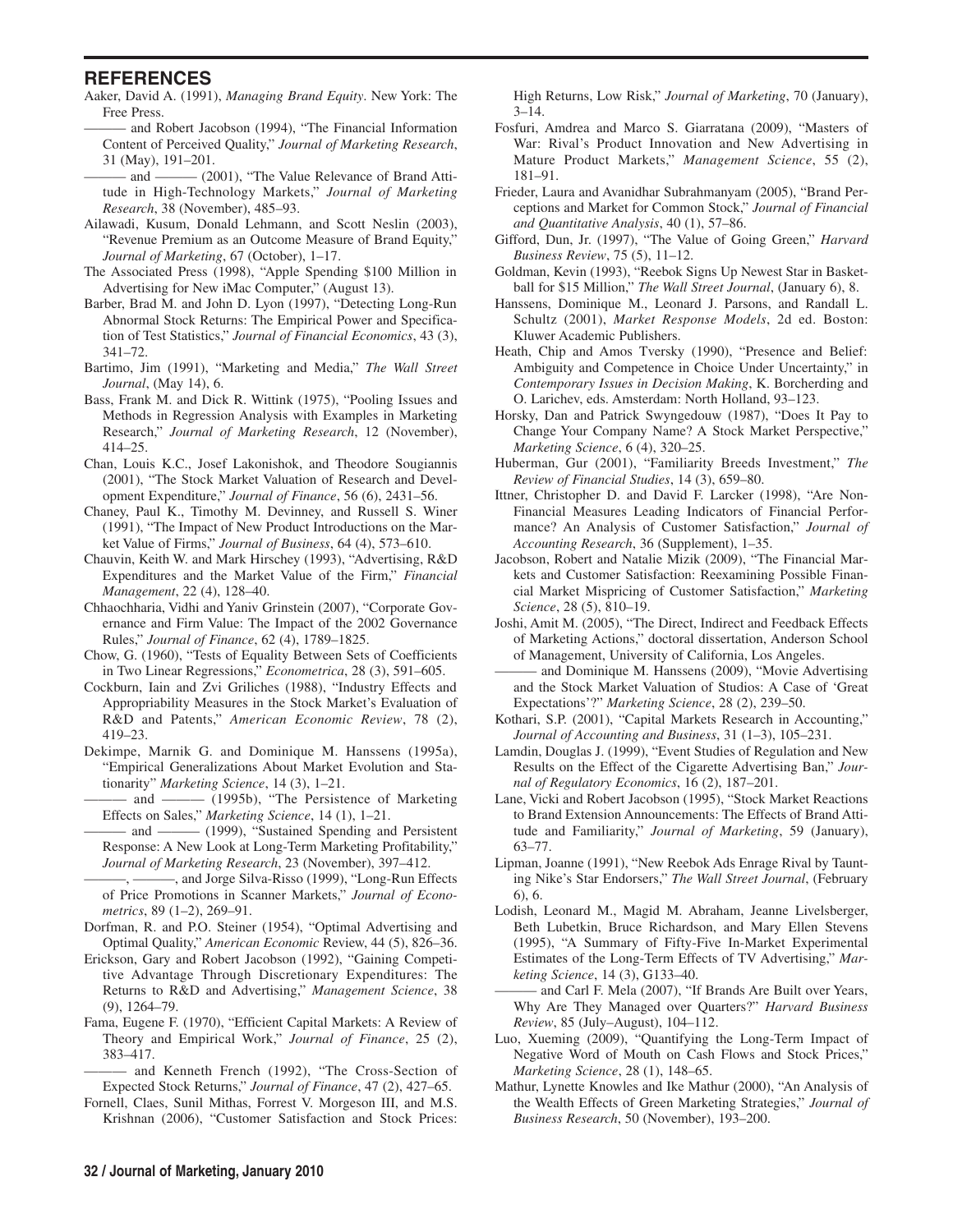## REFERENCES

Aaker, David A. (1991), *Managing Brand Equity*. New York: The Free Press.

——— and Robert Jacobson (1994), "The Financial Information Content of Perceived Quality," *Journal of Marketing Research*, 31 (May), 191–201.

——— and ——— (2001), "The Value Relevance of Brand Attitude in High-Technology Markets," *Journal of Marketing Research*, 38 (November), 485–93.

Ailawadi, Kusum, Donald Lehmann, and Scott Neslin (2003), "Revenue Premium as an Outcome Measure of Brand Equity," *Journal of Marketing*, 67 (October), 1–17.

The Associated Press (1998), "Apple Spending $100 Million in Advertising for New iMac Computer," (August 13).

Barber, Brad M. and John D. Lyon (1997), "Detecting Long-Run Abnormal Stock Returns: The Empirical Power and Specification of Test Statistics," *Journal of Financial Economics*, 43 (3), 341–72.

Bartimo, Jim (1991), "Marketing and Media," *The Wall Street Journal*, (May 14), 6.

Bass, Frank M. and Dick R. Wittink (1975), "Pooling Issues and Methods in Regression Analysis with Examples in Marketing Research," *Journal of Marketing Research*, 12 (November), 414–25.

Chan, Louis K.C., Josef Lakonishok, and Theodore Sougiannis (2001), "The Stock Market Valuation of Research and Development Expenditure," *Journal of Finance*, 56 (6), 2431–56.

Chaney, Paul K., Timothy M. Devinney, and Russell S. Winer (1991), "The Impact of New Product Introductions on the Market Value of Firms," *Journal of Business*, 64 (4), 573–610.

Chauvin, Keith W. and Mark Hirschey (1993), "Advertising, R&D Expenditures and the Market Value of the Firm," *Financial Management*, 22 (4), 128–40.

Chhaochharia, Vidhi and Yaniv Grinstein (2007), "Corporate Governance and Firm Value: The Impact of the 2002 Governance Rules," *Journal of Finance*, 62 (4), 1789–1825.

Chow, G. (1960), "Tests of Equality Between Sets of Coefficients in Two Linear Regressions," *Econometrica*, 28 (3), 591–605.

Cockburn, Iain and Zvi Griliches (1988), "Industry Effects and Appropriability Measures in the Stock Market's Evaluation of R&D and Patents," *American Economic Review*, 78 (2), 419–23.

Dekimpe, Marnik G. and Dominique M. Hanssens (1995a), "Empirical Generalizations About Market Evolution and Stationarity" *Marketing Science*, 14 (3), 1–21.

——— and ——— (1995b), "The Persistence of Marketing Effects on Sales," *Marketing Science*, 14 (1), 1–21.

——— and ——— (1999), "Sustained Spending and Persistent Response: A New Look at Long-Term Marketing Profitability," *Journal of Marketing Research*, 23 (November), 397–412.

———, ———, and Jorge Silva-Risso (1999), "Long-Run Effects of Price Promotions in Scanner Markets," *Journal of Econometrics*, 89 (1–2), 269–91.

Dorfman, R. and P.O. Steiner (1954), "Optimal Advertising and Optimal Quality," *American Economic* Review, 44 (5), 826–36.

Erickson, Gary and Robert Jacobson (1992), "Gaining Competitive Advantage Through Discretionary Expenditures: The Returns to R&D and Advertising," *Management Science*, 38 (9), 1264–79.

Fama, Eugene F. (1970), "Efficient Capital Markets: A Review of Theory and Empirical Work," *Journal of Finance*, 25 (2), 383–417.

——— and Kenneth French (1992), "The Cross-Section of Expected Stock Returns," *Journal of Finance*, 47 (2), 427–65.

Fornell, Claes, Sunil Mithas, Forrest V. Morgeson III, and M.S. Krishnan (2006), "Customer Satisfaction and Stock Prices: High Returns, Low Risk," *Journal of Marketing*, 70 (January), 3–14.

Fosfuri, Amdrea and Marco S. Giarratana (2009), "Masters of War: Rival's Product Innovation and New Advertising in Mature Product Markets," *Management Science*, 55 (2), 181–91.

Frieder, Laura and Avanidhar Subrahmanyam (2005), "Brand Perceptions and Market for Common Stock," *Journal of Financial and Quantitative Analysis*, 40 (1), 57–86.

Gifford, Dun, Jr. (1997), "The Value of Going Green," *Harvard Business Review*, 75 (5), 11–12.

Goldman, Kevin (1993), "Reebok Signs Up Newest Star in Basketball for $15 Million," *The Wall Street Journal*, (January 6), 8.

Hanssens, Dominique M., Leonard J. Parsons, and Randall L. Schultz (2001), *Market Response Models*, 2d ed. Boston: Kluwer Academic Publishers.

Heath, Chip and Amos Tversky (1990), "Presence and Belief: Ambiguity and Competence in Choice Under Uncertainty," in *Contemporary Issues in Decision Making*, K. Borcherding and O. Larichev, eds. Amsterdam: North Holland, 93–123.

Horsky, Dan and Patrick Swyngedouw (1987), "Does It Pay to Change Your Company Name? A Stock Market Perspective," *Marketing Science*, 6 (4), 320–25.

Huberman, Gur (2001), "Familiarity Breeds Investment," *The Review of Financial Studies*, 14 (3), 659–80.

Ittner, Christopher D. and David F. Larcker (1998), "Are Non-Financial Measures Leading Indicators of Financial Performance? An Analysis of Customer Satisfaction," *Journal of Accounting Research*, 36 (Supplement), 1–35.

Jacobson, Robert and Natalie Mizik (2009), "The Financial Markets and Customer Satisfaction: Reexamining Possible Financial Market Mispricing of Customer Satisfaction," *Marketing Science*, 28 (5), 810–19.

Joshi, Amit M. (2005), "The Direct, Indirect and Feedback Effects of Marketing Actions," doctoral dissertation, Anderson School of Management, University of California, Los Angeles.

——— and Dominique M. Hanssens (2009), "Movie Advertising and the Stock Market Valuation of Studios: A Case of 'Great Expectations'?" *Marketing Science*, 28 (2), 239–50.

Kothari, S.P. (2001), "Capital Markets Research in Accounting," *Journal of Accounting and Business*, 31 (1–3), 105–231.

Lamdin, Douglas J. (1999), "Event Studies of Regulation and New Results on the Effect of the Cigarette Advertising Ban," *Journal of Regulatory Economics*, 16 (2), 187–201.

Lane, Vicki and Robert Jacobson (1995), "Stock Market Reactions to Brand Extension Announcements: The Effects of Brand Attitude and Familiarity," *Journal of Marketing*, 59 (January), 63–77.

Lipman, Joanne (1991), "New Reebok Ads Enrage Rival by Taunting Nike's Star Endorsers," *The Wall Street Journal*, (February 6), 6.

Lodish, Leonard M., Magid M. Abraham, Jeanne Livelsberger, Beth Lubetkin, Bruce Richardson, and Mary Ellen Stevens (1995), "A Summary of Fifty-Five In-Market Experimental Estimates of the Long-Term Effects of TV Advertising," *Marketing Science*, 14 (3), G133–40.

——— and Carl F. Mela (2007), "If Brands Are Built over Years, Why Are They Managed over Quarters?" *Harvard Business Review*, 85 (July–August), 104–112.

Luo, Xueming (2009), "Quantifying the Long-Term Impact of Negative Word of Mouth on Cash Flows and Stock Prices," *Marketing Science*, 28 (1), 148–65.

Mathur, Lynette Knowles and Ike Mathur (2000), "An Analysis of the Wealth Effects of Green Marketing Strategies," *Journal of Business Research*, 50 (November), 193–200.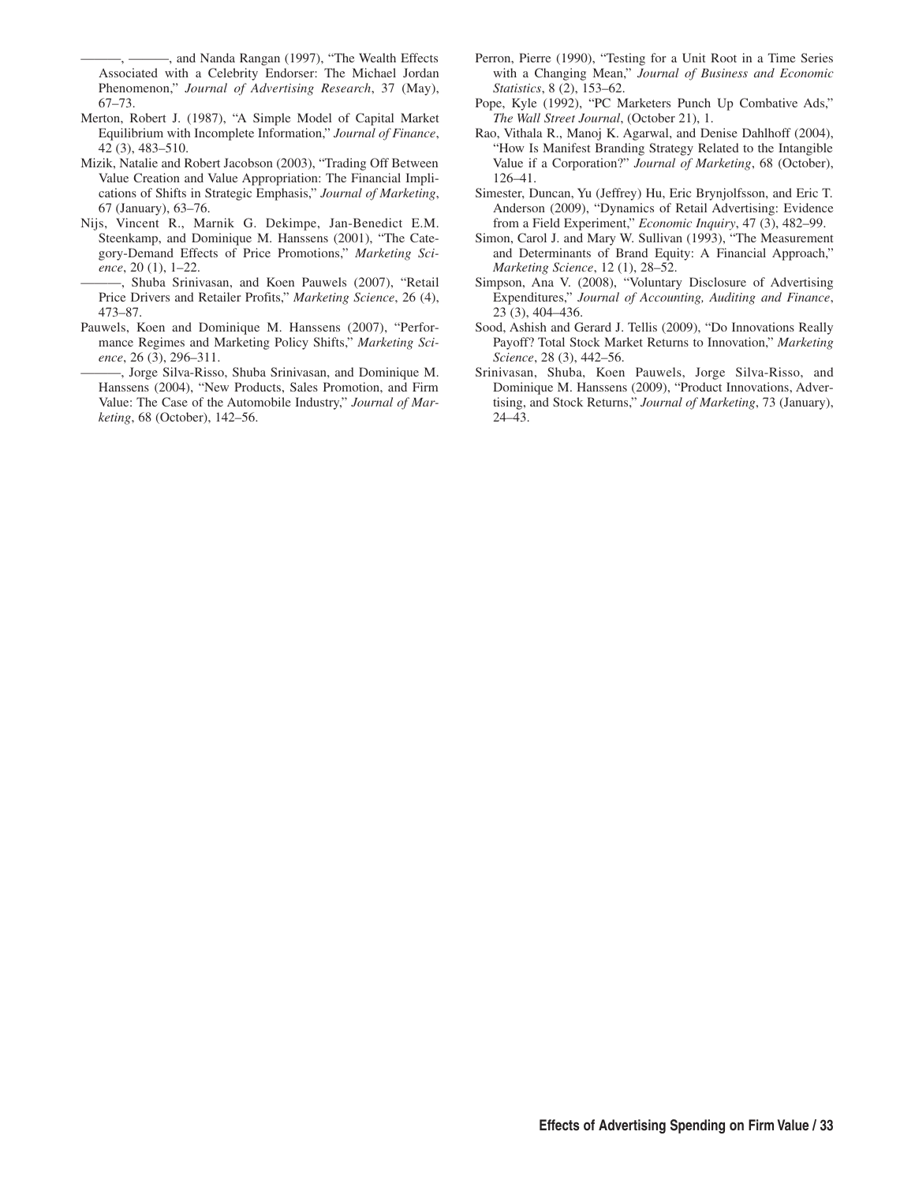———, ———, and Nanda Rangan (1997), "The Wealth Effects Associated with a Celebrity Endorser: The Michael Jordan Phenomenon," *Journal of Advertising Research*, 37 (May), 67–73.

Merton, Robert J. (1987), "A Simple Model of Capital Market Equilibrium with Incomplete Information," *Journal of Finance*, 42 (3), 483–510.

Mizik, Natalie and Robert Jacobson (2003), "Trading Off Between Value Creation and Value Appropriation: The Financial Implications of Shifts in Strategic Emphasis," *Journal of Marketing*, 67 (January), 63–76.

Nijs, Vincent R., Marnik G. Dekimpe, Jan-Benedict E.M. Steenkamp, and Dominique M. Hanssens (2001), "The Category-Demand Effects of Price Promotions," *Marketing Science*, 20 (1), 1–22.

———, Shuba Srinivasan, and Koen Pauwels (2007), "Retail Price Drivers and Retailer Profits," *Marketing Science*, 26 (4), 473–87.

Pauwels, Koen and Dominique M. Hanssens (2007), "Performance Regimes and Marketing Policy Shifts," *Marketing Science*, 26 (3), 296–311.

———, Jorge Silva-Risso, Shuba Srinivasan, and Dominique M. Hanssens (2004), "New Products, Sales Promotion, and Firm Value: The Case of the Automobile Industry," *Journal of Marketing*, 68 (October), 142–56.

Perron, Pierre (1990), "Testing for a Unit Root in a Time Series with a Changing Mean," *Journal of Business and Economic Statistics*, 8 (2), 153–62.

Pope, Kyle (1992), "PC Marketers Punch Up Combative Ads," *The Wall Street Journal*, (October 21), 1.

Rao, Vithala R., Manoj K. Agarwal, and Denise Dahlhoff (2004), "How Is Manifest Branding Strategy Related to the Intangible Value if a Corporation?" *Journal of Marketing*, 68 (October), 126–41.

Simester, Duncan, Yu (Jeffrey) Hu, Eric Brynjolfsson, and Eric T. Anderson (2009), "Dynamics of Retail Advertising: Evidence from a Field Experiment," *Economic Inquiry*, 47 (3), 482–99.

Simon, Carol J. and Mary W. Sullivan (1993), "The Measurement and Determinants of Brand Equity: A Financial Approach," *Marketing Science*, 12 (1), 28–52.

Simpson, Ana V. (2008), "Voluntary Disclosure of Advertising Expenditures," *Journal of Accounting, Auditing and Finance*, 23 (3), 404–436.

Sood, Ashish and Gerard J. Tellis (2009), "Do Innovations Really Payoff? Total Stock Market Returns to Innovation," *Marketing Science*, 28 (3), 442–56.

Srinivasan, Shuba, Koen Pauwels, Jorge Silva-Risso, and Dominique M. Hanssens (2009), "Product Innovations, Advertising, and Stock Returns," *Journal of Marketing*, 73 (January), 24–43.